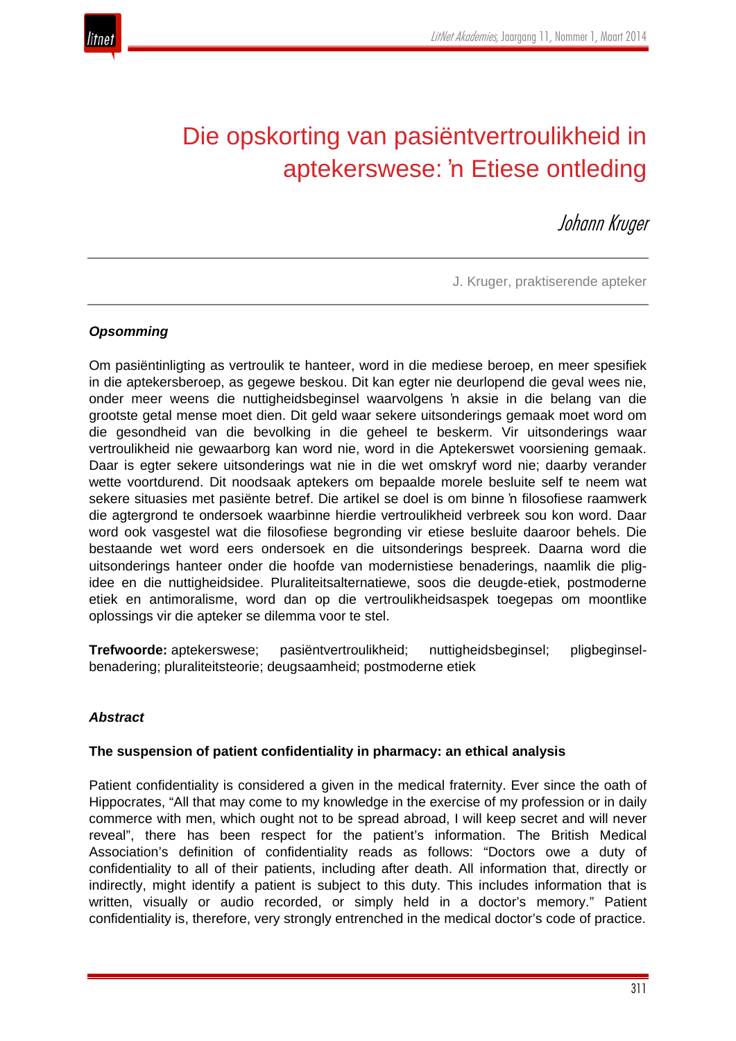# Die opskorting van pasiëntvertroulikheid in aptekerswese: ŉ Etiese ontleding

*Johann Kruger*

J. Kruger, praktiserende apteker

***Opsomming***

Om pasiëntinligting as vertroulik te hanteer, word in die mediese beroep, en meer spesifiek in die aptekersberoep, as gegewe beskou. Dit kan egter nie deurlopend die geval wees nie, onder meer weens die nuttigheidsbeginsel waarvolgens ŉ aksie in die belang van die grootste getal mense moet dien. Dit geld waar sekere uitsonderings gemaak moet word om die gesondheid van die bevolking in die geheel te beskerm. Vir uitsonderings waar vertroulikheid nie gewaarborg kan word nie, word in die Aptekerswet voorsiening gemaak. Daar is egter sekere uitsonderings wat nie in die wet omskryf word nie; daarby verander wette voortdurend. Dit noodsaak aptekers om bepaalde morele besluite self te neem wat sekere situasies met pasiënte betref. Die artikel se doel is om binne ŉ filosofiese raamwerk die agtergrond te ondersoek waarbinne hierdie vertroulikheid verbreek sou kon word. Daar word ook vasgestel wat die filosofiese begronding vir etiese besluite daaroor behels. Die bestaande wet word eers ondersoek en die uitsonderings bespreek. Daarna word die uitsonderings hanteer onder die hoofde van modernistiese benaderings, naamlik die plig-idee en die nuttigheidsidee. Pluraliteitsalternatiewe, soos die deugde-etiek, postmoderne etiek en antimoralisme, word dan op die vertroulikheidsaspek toegepas om moontlike oplossings vir die apteker se dilemma voor te stel.

**Trefwoorde:** aptekerswese; pasiëntvertroulikheid; nuttigheidsbeginsel; pligbeginsel-benadering; pluraliteitsteorie; deugsaamheid; postmoderne etiek

***Abstract***

**The suspension of patient confidentiality in pharmacy: an ethical analysis**

Patient confidentiality is considered a given in the medical fraternity. Ever since the oath of Hippocrates, “All that may come to my knowledge in the exercise of my profession or in daily commerce with men, which ought not to be spread abroad, I will keep secret and will never reveal”, there has been respect for the patient’s information. The British Medical Association’s definition of confidentiality reads as follows: “Doctors owe a duty of confidentiality to all of their patients, including after death. All information that, directly or indirectly, might identify a patient is subject to this duty. This includes information that is written, visually or audio recorded, or simply held in a doctor’s memory.” Patient confidentiality is, therefore, very strongly entrenched in the medical doctor’s code of practice.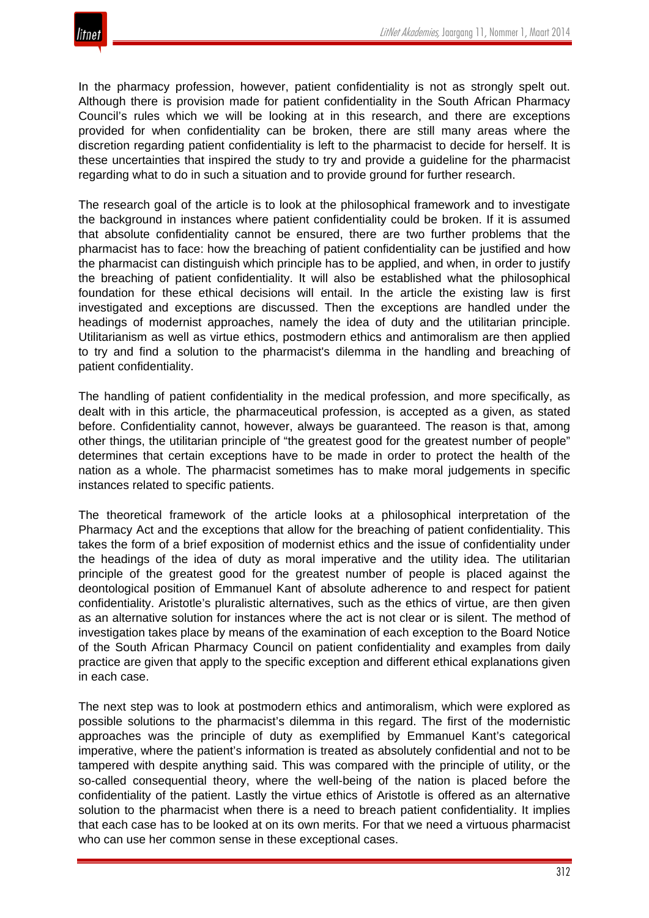In the pharmacy profession, however, patient confidentiality is not as strongly spelt out. Although there is provision made for patient confidentiality in the South African Pharmacy Council's rules which we will be looking at in this research, and there are exceptions provided for when confidentiality can be broken, there are still many areas where the discretion regarding patient confidentiality is left to the pharmacist to decide for herself. It is these uncertainties that inspired the study to try and provide a guideline for the pharmacist regarding what to do in such a situation and to provide ground for further research.

The research goal of the article is to look at the philosophical framework and to investigate the background in instances where patient confidentiality could be broken. If it is assumed that absolute confidentiality cannot be ensured, there are two further problems that the pharmacist has to face: how the breaching of patient confidentiality can be justified and how the pharmacist can distinguish which principle has to be applied, and when, in order to justify the breaching of patient confidentiality. It will also be established what the philosophical foundation for these ethical decisions will entail. In the article the existing law is first investigated and exceptions are discussed. Then the exceptions are handled under the headings of modernist approaches, namely the idea of duty and the utilitarian principle. Utilitarianism as well as virtue ethics, postmodern ethics and antimoralism are then applied to try and find a solution to the pharmacist's dilemma in the handling and breaching of patient confidentiality.

The handling of patient confidentiality in the medical profession, and more specifically, as dealt with in this article, the pharmaceutical profession, is accepted as a given, as stated before. Confidentiality cannot, however, always be guaranteed. The reason is that, among other things, the utilitarian principle of "the greatest good for the greatest number of people" determines that certain exceptions have to be made in order to protect the health of the nation as a whole. The pharmacist sometimes has to make moral judgements in specific instances related to specific patients.

The theoretical framework of the article looks at a philosophical interpretation of the Pharmacy Act and the exceptions that allow for the breaching of patient confidentiality. This takes the form of a brief exposition of modernist ethics and the issue of confidentiality under the headings of the idea of duty as moral imperative and the utility idea. The utilitarian principle of the greatest good for the greatest number of people is placed against the deontological position of Emmanuel Kant of absolute adherence to and respect for patient confidentiality. Aristotle's pluralistic alternatives, such as the ethics of virtue, are then given as an alternative solution for instances where the act is not clear or is silent. The method of investigation takes place by means of the examination of each exception to the Board Notice of the South African Pharmacy Council on patient confidentiality and examples from daily practice are given that apply to the specific exception and different ethical explanations given in each case.

The next step was to look at postmodern ethics and antimoralism, which were explored as possible solutions to the pharmacist's dilemma in this regard. The first of the modernistic approaches was the principle of duty as exemplified by Emmanuel Kant's categorical imperative, where the patient's information is treated as absolutely confidential and not to be tampered with despite anything said. This was compared with the principle of utility, or the so-called consequential theory, where the well-being of the nation is placed before the confidentiality of the patient. Lastly the virtue ethics of Aristotle is offered as an alternative solution to the pharmacist when there is a need to breach patient confidentiality. It implies that each case has to be looked at on its own merits. For that we need a virtuous pharmacist who can use her common sense in these exceptional cases.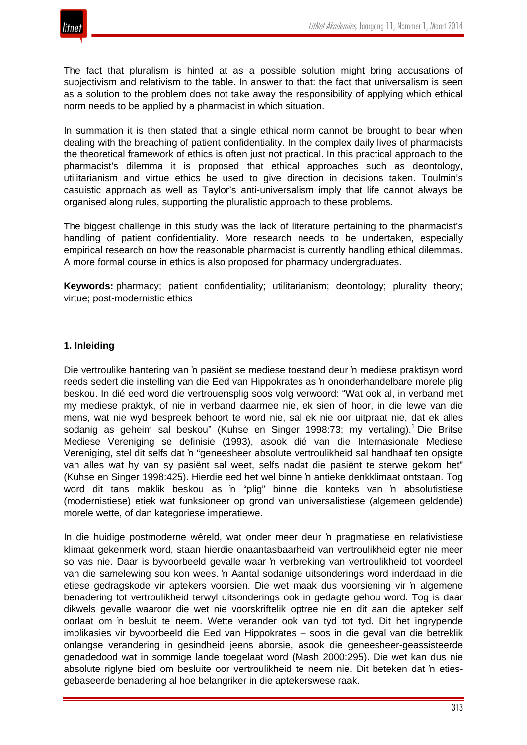The fact that pluralism is hinted at as a possible solution might bring accusations of subjectivism and relativism to the table. In answer to that: the fact that universalism is seen as a solution to the problem does not take away the responsibility of applying which ethical norm needs to be applied by a pharmacist in which situation.

In summation it is then stated that a single ethical norm cannot be brought to bear when dealing with the breaching of patient confidentiality. In the complex daily lives of pharmacists the theoretical framework of ethics is often just not practical. In this practical approach to the pharmacist's dilemma it is proposed that ethical approaches such as deontology, utilitarianism and virtue ethics be used to give direction in decisions taken. Toulmin's casuistic approach as well as Taylor's anti-universalism imply that life cannot always be organised along rules, supporting the pluralistic approach to these problems.

The biggest challenge in this study was the lack of literature pertaining to the pharmacist's handling of patient confidentiality. More research needs to be undertaken, especially empirical research on how the reasonable pharmacist is currently handling ethical dilemmas. A more formal course in ethics is also proposed for pharmacy undergraduates.

**Keywords:** pharmacy; patient confidentiality; utilitarianism; deontology; plurality theory; virtue; post-modernistic ethics

### 1. Inleiding

Die vertroulike hantering van ŉ pasiënt se mediese toestand deur ŉ mediese praktisyn word reeds sedert die instelling van die Eed van Hippokrates as ŉ ononderhandelbare morele plig beskou. In dié eed word die vertrouensplig soos volg verwoord: "Wat ook al, in verband met my mediese praktyk, of nie in verband daarmee nie, ek sien of hoor, in die lewe van die mens, wat nie wyd bespreek behoort te word nie, sal ek nie oor uitpraat nie, dat ek alles sodanig as geheim sal beskou" (Kuhse en Singer 1998:73; my vertaling).[1] Die Britse Mediese Vereniging se definisie (1993), asook dié van die Internasionale Mediese Vereniging, stel dit selfs dat ŉ "geneesheer absolute vertroulikheid sal handhaaf ten opsigte van alles wat hy van sy pasiënt sal weet, selfs nadat die pasiënt te sterwe gekom het" (Kuhse en Singer 1998:425). Hierdie eed het wel binne ŉ antieke denkklimaat ontstaan. Tog word dit tans maklik beskou as ŉ "plig" binne die konteks van ŉ absolutistiese (modernistiese) etiek wat funksioneer op grond van universalistiese (algemeen geldende) morele wette, of dan kategoriese imperatiewe.

In die huidige postmoderne wêreld, wat onder meer deur ŉ pragmatiese en relativistiese klimaat gekenmerk word, staan hierdie onaantasbaarheid van vertroulikheid egter nie meer so vas nie. Daar is byvoorbeeld gevalle waar ŉ verbreking van vertroulikheid tot voordeel van die samelewing sou kon wees. ŉ Aantal sodanige uitsonderings word inderdaad in die etiese gedragskode vir aptekers voorsien. Die wet maak dus voorsiening vir ŉ algemene benadering tot vertroulikheid terwyl uitsonderings ook in gedagte gehou word. Tog is daar dikwels gevalle waaroor die wet nie voorskriftelik optree nie en dit aan die apteker self oorlaat om ŉ besluit te neem. Wette verander ook van tyd tot tyd. Dit het ingrypende implikasies vir byvoorbeeld die Eed van Hippokrates – soos in die geval van die betreklik onlangse verandering in gesindheid jeens aborsie, asook die geneesheer-geassisteerde genadedood wat in sommige lande toegelaat word (Mash 2000:295). Die wet kan dus nie absolute riglyne bied om besluite oor vertroulikheid te neem nie. Dit beteken dat ŉ etiesgebaseerde benadering al hoe belangriker in die aptekerswese raak.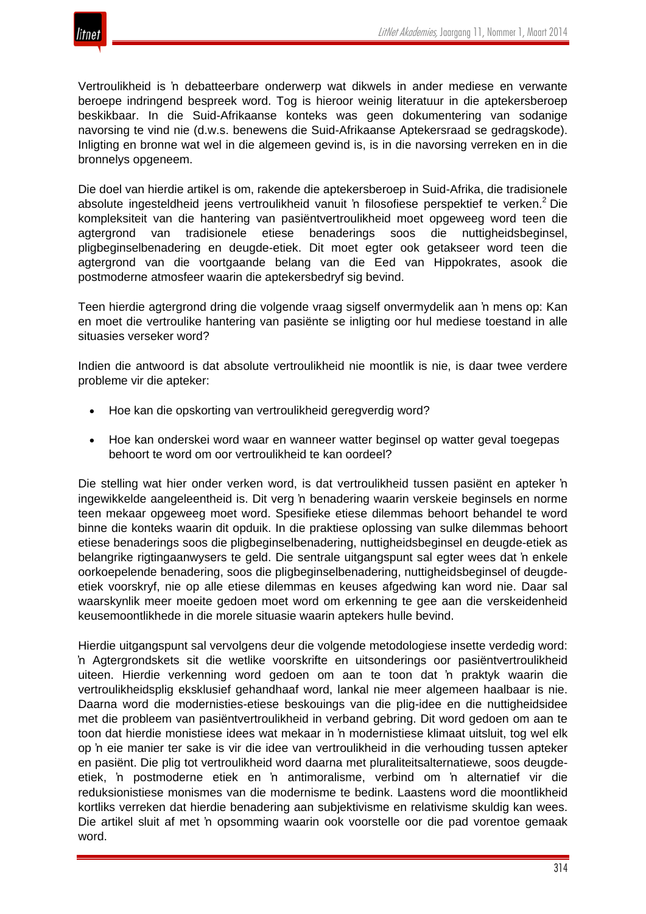Vertroulikheid is ŉ debatteerbare onderwerp wat dikwels in ander mediese en verwante beroepe indringend bespreek word. Tog is hieroor weinig literatuur in die aptekersberoep beskikbaar. In die Suid-Afrikaanse konteks was geen dokumentering van sodanige navorsing te vind nie (d.w.s. benewens die Suid-Afrikaanse Aptekersraad se gedragskode). Inligting en bronne wat wel in die algemeen gevind is, is in die navorsing verreken en in die bronnelys opgeneem.

Die doel van hierdie artikel is om, rakende die aptekersberoep in Suid-Afrika, die tradisionele absolute ingesteldheid jeens vertroulikheid vanuit ŉ filosofiese perspektief te verken.[2] Die kompleksiteit van die hantering van pasiëntvertroulikheid moet opgeweeg word teen die agtergrond van tradisionele etiese benaderings soos die nuttigheidsbeginsel, pligbeginselbenadering en deugde-etiek. Dit moet egter ook getakseer word teen die agtergrond van die voortgaande belang van die Eed van Hippokrates, asook die postmoderne atmosfeer waarin die aptekersbedryf sig bevind.

Teen hierdie agtergrond dring die volgende vraag sigself onvermydelik aan ŉ mens op: Kan en moet die vertroulike hantering van pasiënte se inligting oor hul mediese toestand in alle situasies verseker word?

Indien die antwoord is dat absolute vertroulikheid nie moontlik is nie, is daar twee verdere probleme vir die apteker:

- Hoe kan die opskorting van vertroulikheid geregverdig word?
- Hoe kan onderskei word waar en wanneer watter beginsel op watter geval toegepas behoort te word om oor vertroulikheid te kan oordeel?

Die stelling wat hier onder verken word, is dat vertroulikheid tussen pasiënt en apteker ŉ ingewikkelde aangeleentheid is. Dit verg ŉ benadering waarin verskeie beginsels en norme teen mekaar opgeweeg moet word. Spesifieke etiese dilemmas behoort behandel te word binne die konteks waarin dit opduik. In die praktiese oplossing van sulke dilemmas behoort etiese benaderings soos die pligbeginselbenadering, nuttigheidsbeginsel en deugde-etiek as belangrike rigtingaanwysers te geld. Die sentrale uitgangspunt sal egter wees dat ŉ enkele oorkoepelende benadering, soos die pligbeginselbenadering, nuttigheidsbeginsel of deugde-etiek voorskryf, nie op alle etiese dilemmas en keuses afgedwing kan word nie. Daar sal waarskynlik meer moeite gedoen moet word om erkenning te gee aan die verskeidenheid keusemoontlikhede in die morele situasie waarin aptekers hulle bevind.

Hierdie uitgangspunt sal vervolgens deur die volgende metodologiese insette verdedig word: ŉ Agtergrondskets sit die wetlike voorskrifte en uitsonderings oor pasiëntvertroulikheid uiteen. Hierdie verkenning word gedoen om aan te toon dat ŉ praktyk waarin die vertroulikheidsplig eksklusief gehandhaaf word, lankal nie meer algemeen haalbaar is nie. Daarna word die modernisties-etiese beskouings van die plig-idee en die nuttigheidsidee met die probleem van pasiëntvertroulikheid in verband gebring. Dit word gedoen om aan te toon dat hierdie monistiese idees wat mekaar in ŉ modernistiese klimaat uitsluit, tog wel elk op ŉ eie manier ter sake is vir die idee van vertroulikheid in die verhouding tussen apteker en pasiënt. Die plig tot vertroulikheid word daarna met pluraliteitsalternatiewe, soos deugde-etiek, ŉ postmoderne etiek en ŉ antimoralisme, verbind om ŉ alternatief vir die reduksionistiese monismes van die modernisme te bedink. Laastens word die moontlikheid kortliks verreken dat hierdie benadering aan subjektivisme en relativisme skuldig kan wees. Die artikel sluit af met ŉ opsomming waarin ook voorstelle oor die pad vorentoe gemaak word.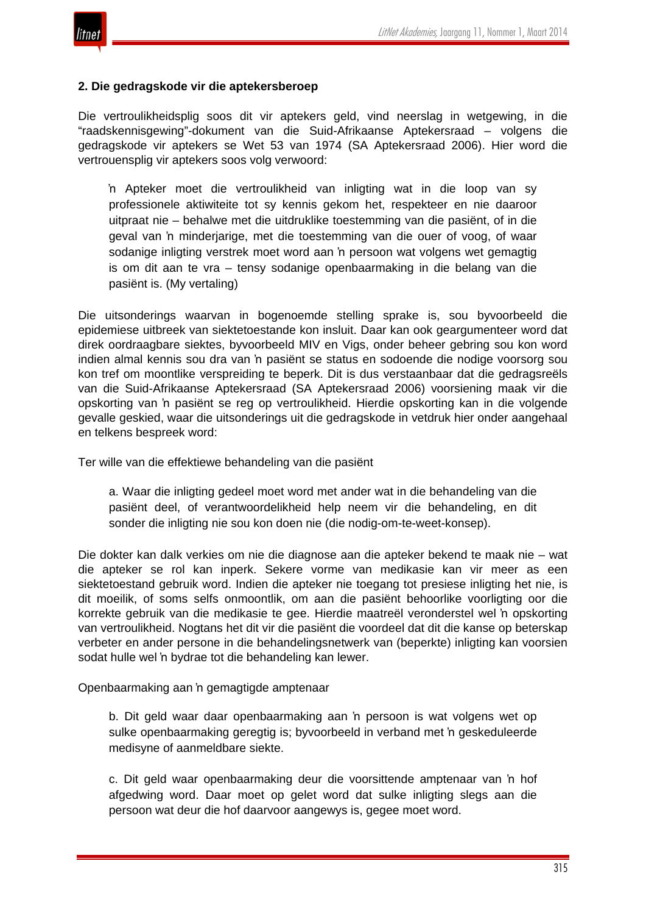### 2. Die gedragskode vir die aptekersberoep

Die vertroulikheidsplig soos dit vir aptekers geld, vind neerslag in wetgewing, in die "raadskennisgewing"-dokument van die Suid-Afrikaanse Aptekersraad – volgens die gedragskode vir aptekers se Wet 53 van 1974 (SA Aptekersraad 2006). Hier word die vertrouensplig vir aptekers soos volg verwoord:

> ŉ Apteker moet die vertroulikheid van inligting wat in die loop van sy professionele aktiwiteite tot sy kennis gekom het, respekteer en nie daaroor uitpraat nie – behalwe met die uitdruklike toestemming van die pasiënt, of in die geval van ŉ minderjarige, met die toestemming van die ouer of voog, of waar sodanige inligting verstrek moet word aan ŉ persoon wat volgens wet gemagtig is om dit aan te vra – tensy sodanige openbaarmaking in die belang van die pasiënt is. (My vertaling)

Die uitsonderings waarvan in bogenoemde stelling sprake is, sou byvoorbeeld die epidemiese uitbreek van siektetoestande kon insluit. Daar kan ook geargumenteer word dat direk oordraagbare siektes, byvoorbeeld MIV en Vigs, onder beheer gebring sou kon word indien almal kennis sou dra van ŉ pasiënt se status en sodoende die nodige voorsorg sou kon tref om moontlike verspreiding te beperk. Dit is dus verstaanbaar dat die gedragsreëls van die Suid-Afrikaanse Aptekersraad (SA Aptekersraad 2006) voorsiening maak vir die opskorting van ŉ pasiënt se reg op vertroulikheid. Hierdie opskorting kan in die volgende gevalle geskied, waar die uitsonderings uit die gedragskode in vetdruk hier onder aangehaal en telkens bespreek word:

Ter wille van die effektiewe behandeling van die pasiënt

> a. Waar die inligting gedeel moet word met ander wat in die behandeling van die pasiënt deel, of verantwoordelikheid help neem vir die behandeling, en dit sonder die inligting nie sou kon doen nie (die nodig-om-te-weet-konsep).

Die dokter kan dalk verkies om nie die diagnose aan die apteker bekend te maak nie – wat die apteker se rol kan inperk. Sekere vorme van medikasie kan vir meer as een siektetoestand gebruik word. Indien die apteker nie toegang tot presiese inligting het nie, is dit moeilik, of soms selfs onmoontlik, om aan die pasiënt behoorlike voorligting oor die korrekte gebruik van die medikasie te gee. Hierdie maatreël veronderstel wel ŉ opskorting van vertroulikheid. Nogtans het dit vir die pasiënt die voordeel dat dit die kanse op beterskap verbeter en ander persone in die behandelingsnetwerk van (beperkte) inligting kan voorsien sodat hulle wel ŉ bydrae tot die behandeling kan lewer.

Openbaarmaking aan ŉ gemagtigde amptenaar

> b. Dit geld waar daar openbaarmaking aan ŉ persoon is wat volgens wet op sulke openbaarmaking geregtig is; byvoorbeeld in verband met ŉ geskeduleerde medisyne of aanmeldbare siekte.
>
> c. Dit geld waar openbaarmaking deur die voorsittende amptenaar van ŉ hof afgedwing word. Daar moet op gelet word dat sulke inligting slegs aan die persoon wat deur die hof daarvoor aangewys is, gegee moet word.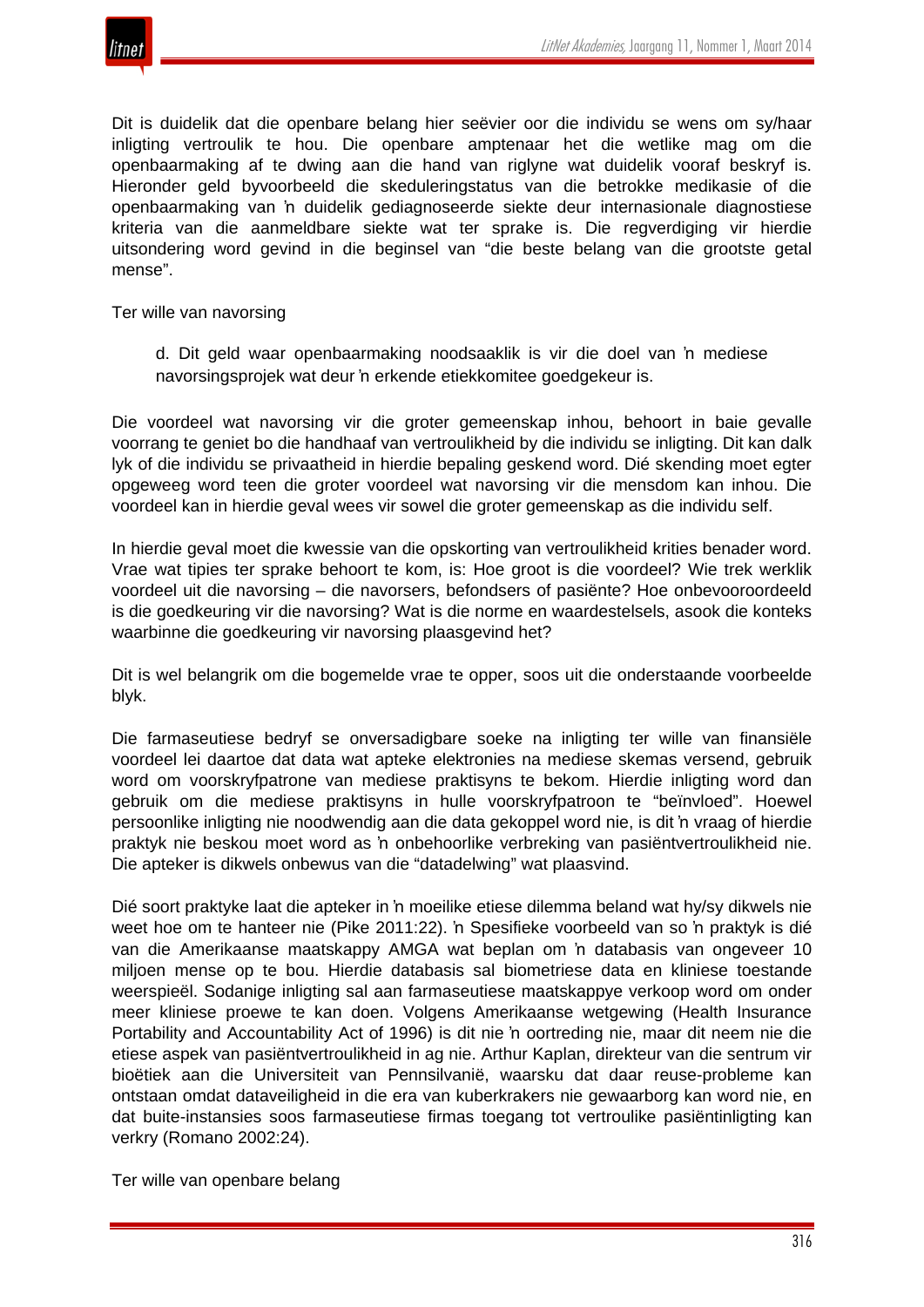Dit is duidelik dat die openbare belang hier seëvier oor die individu se wens om sy/haar inligting vertroulik te hou. Die openbare amptenaar het die wetlike mag om die openbaarmaking af te dwing aan die hand van riglyne wat duidelik vooraf beskryf is. Hieronder geld byvoorbeeld die skeduleringstatus van die betrokke medikasie of die openbaarmaking van ŉ duidelik gediagnoseerde siekte deur internasionale diagnostiese kriteria van die aanmeldbare siekte wat ter sprake is. Die regverdiging vir hierdie uitsondering word gevind in die beginsel van "die beste belang van die grootste getal mense".

Ter wille van navorsing

> d. Dit geld waar openbaarmaking noodsaaklik is vir die doel van ŉ mediese navorsingsprojek wat deur ŉ erkende etiekkomitee goedgekeur is.

Die voordeel wat navorsing vir die groter gemeenskap inhou, behoort in baie gevalle voorrang te geniet bo die handhaaf van vertroulikheid by die individu se inligting. Dit kan dalk lyk of die individu se privaatheid in hierdie bepaling geskend word. Dié skending moet egter opgeweeg word teen die groter voordeel wat navorsing vir die mensdom kan inhou. Die voordeel kan in hierdie geval wees vir sowel die groter gemeenskap as die individu self.

In hierdie geval moet die kwessie van die opskorting van vertroulikheid krities benader word. Vrae wat tipies ter sprake behoort te kom, is: Hoe groot is die voordeel? Wie trek werklik voordeel uit die navorsing – die navorsers, befondsers of pasiënte? Hoe onbevooroordeeld is die goedkeuring vir die navorsing? Wat is die norme en waardestelsels, asook die konteks waarbinne die goedkeuring vir navorsing plaasgevind het?

Dit is wel belangrik om die bogemelde vrae te opper, soos uit die onderstaande voorbeelde blyk.

Die farmaseutiese bedryf se onversadigbare soeke na inligting ter wille van finansiële voordeel lei daartoe dat data wat apteke elektronies na mediese skemas versend, gebruik word om voorskryfpatrone van mediese praktisyns te bekom. Hierdie inligting word dan gebruik om die mediese praktisyns in hulle voorskryfpatroon te "beïnvloed". Hoewel persoonlike inligting nie noodwendig aan die data gekoppel word nie, is dit ŉ vraag of hierdie praktyk nie beskou moet word as ŉ onbehoorlike verbreking van pasiëntvertroulikheid nie. Die apteker is dikwels onbewus van die "datadelwing" wat plaasvind.

Dié soort praktyke laat die apteker in ŉ moeilike etiese dilemma beland wat hy/sy dikwels nie weet hoe om te hanteer nie (Pike 2011:22). ŉ Spesifieke voorbeeld van so ŉ praktyk is dié van die Amerikaanse maatskappy AMGA wat beplan om ŉ databasis van ongeveer 10 miljoen mense op te bou. Hierdie databasis sal biometriese data en kliniese toestande weerspieël. Sodanige inligting sal aan farmaseutiese maatskappye verkoop word om onder meer kliniese proewe te kan doen. Volgens Amerikaanse wetgewing (Health Insurance Portability and Accountability Act of 1996) is dit nie ŉ oortreding nie, maar dit neem nie die etiese aspek van pasiëntvertroulikheid in ag nie. Arthur Kaplan, direkteur van die sentrum vir bioëtiek aan die Universiteit van Pennsilvanië, waarsku dat daar reuse-probleme kan ontstaan omdat dataveiligheid in die era van kuberkrakers nie gewaarborg kan word nie, en dat buite-instansies soos farmaseutiese firmas toegang tot vertroulike pasiëntinligting kan verkry (Romano 2002:24).

Ter wille van openbare belang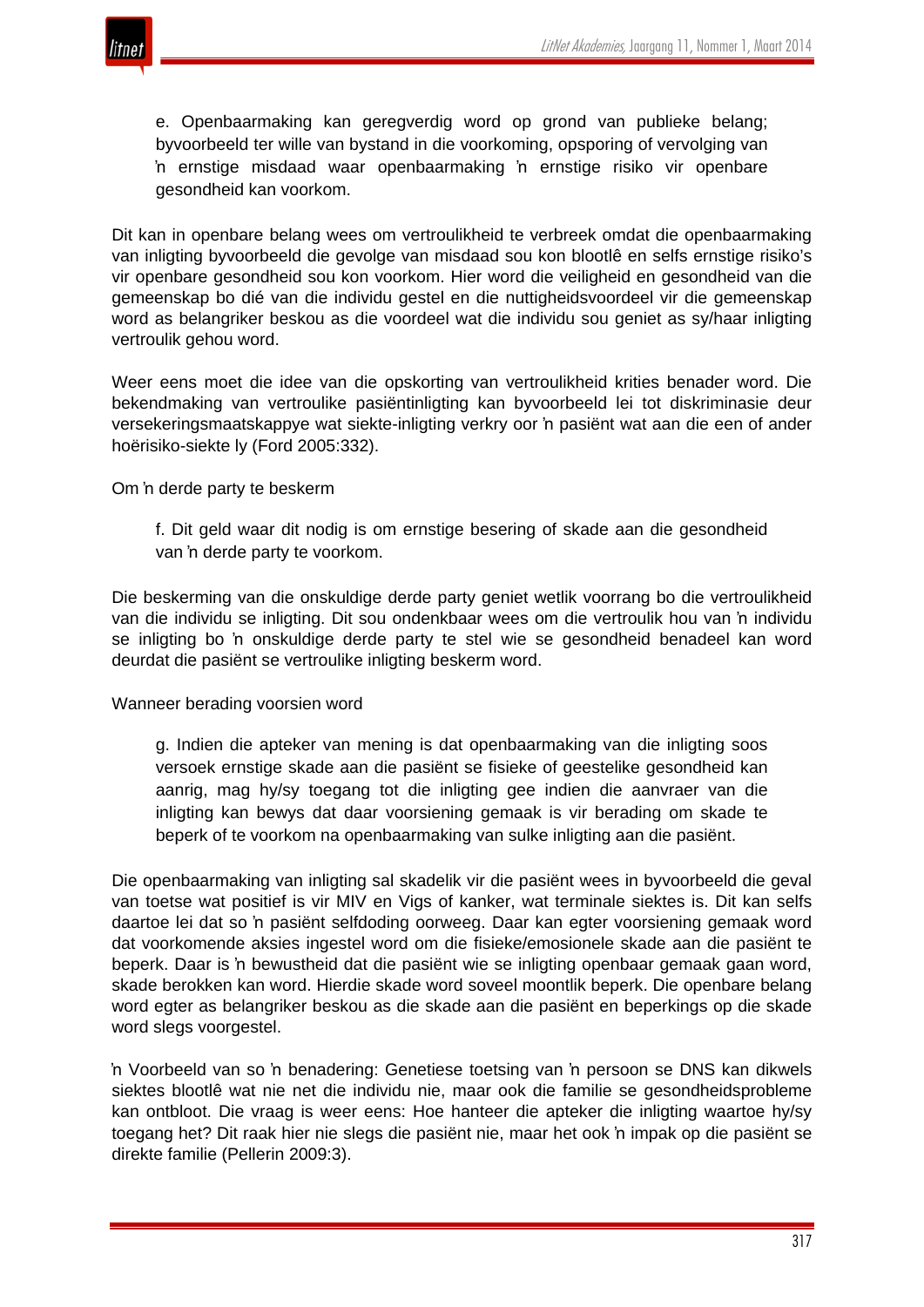> e. Openbaarmaking kan geregverdig word op grond van publieke belang; byvoorbeeld ter wille van bystand in die voorkoming, opsporing of vervolging van ŉ ernstige misdaad waar openbaarmaking ŉ ernstige risiko vir openbare gesondheid kan voorkom.

Dit kan in openbare belang wees om vertroulikheid te verbreek omdat die openbaarmaking van inligting byvoorbeeld die gevolge van misdaad sou kon blootlê en selfs ernstige risiko's vir openbare gesondheid sou kon voorkom. Hier word die veiligheid en gesondheid van die gemeenskap bo dié van die individu gestel en die nuttigheidsvoordeel vir die gemeenskap word as belangriker beskou as die voordeel wat die individu sou geniet as sy/haar inligting vertroulik gehou word.

Weer eens moet die idee van die opskorting van vertroulikheid krities benader word. Die bekendmaking van vertroulike pasiëntinligting kan byvoorbeeld lei tot diskriminasie deur versekeringsmaatskappye wat siekte-inligting verkry oor ŉ pasiënt wat aan die een of ander hoërisiko-siekte ly (Ford 2005:332).

Om ŉ derde party te beskerm

> f. Dit geld waar dit nodig is om ernstige besering of skade aan die gesondheid van ŉ derde party te voorkom.

Die beskerming van die onskuldige derde party geniet wetlik voorrang bo die vertroulikheid van die individu se inligting. Dit sou ondenkbaar wees om die vertroulik hou van ŉ individu se inligting bo ŉ onskuldige derde party te stel wie se gesondheid benadeel kan word deurdat die pasiënt se vertroulike inligting beskerm word.

Wanneer berading voorsien word

> g. Indien die apteker van mening is dat openbaarmaking van die inligting soos versoek ernstige skade aan die pasiënt se fisieke of geestelike gesondheid kan aanrig, mag hy/sy toegang tot die inligting gee indien die aanvraer van die inligting kan bewys dat daar voorsiening gemaak is vir berading om skade te beperk of te voorkom na openbaarmaking van sulke inligting aan die pasiënt.

Die openbaarmaking van inligting sal skadelik vir die pasiënt wees in byvoorbeeld die geval van toetse wat positief is vir MIV en Vigs of kanker, wat terminale siektes is. Dit kan selfs daartoe lei dat so ŉ pasiënt selfdoding oorweeg. Daar kan egter voorsiening gemaak word dat voorkomende aksies ingestel word om die fisieke/emosionele skade aan die pasiënt te beperk. Daar is ŉ bewustheid dat die pasiënt wie se inligting openbaar gemaak gaan word, skade berokken kan word. Hierdie skade word soveel moontlik beperk. Die openbare belang word egter as belangriker beskou as die skade aan die pasiënt en beperkings op die skade word slegs voorgestel.

ŉ Voorbeeld van so ŉ benadering: Genetiese toetsing van ŉ persoon se DNS kan dikwels siektes blootlê wat nie net die individu nie, maar ook die familie se gesondheidsprobleme kan ontbloot. Die vraag is weer eens: Hoe hanteer die apteker die inligting waartoe hy/sy toegang het? Dit raak hier nie slegs die pasiënt nie, maar het ook ŉ impak op die pasiënt se direkte familie (Pellerin 2009:3).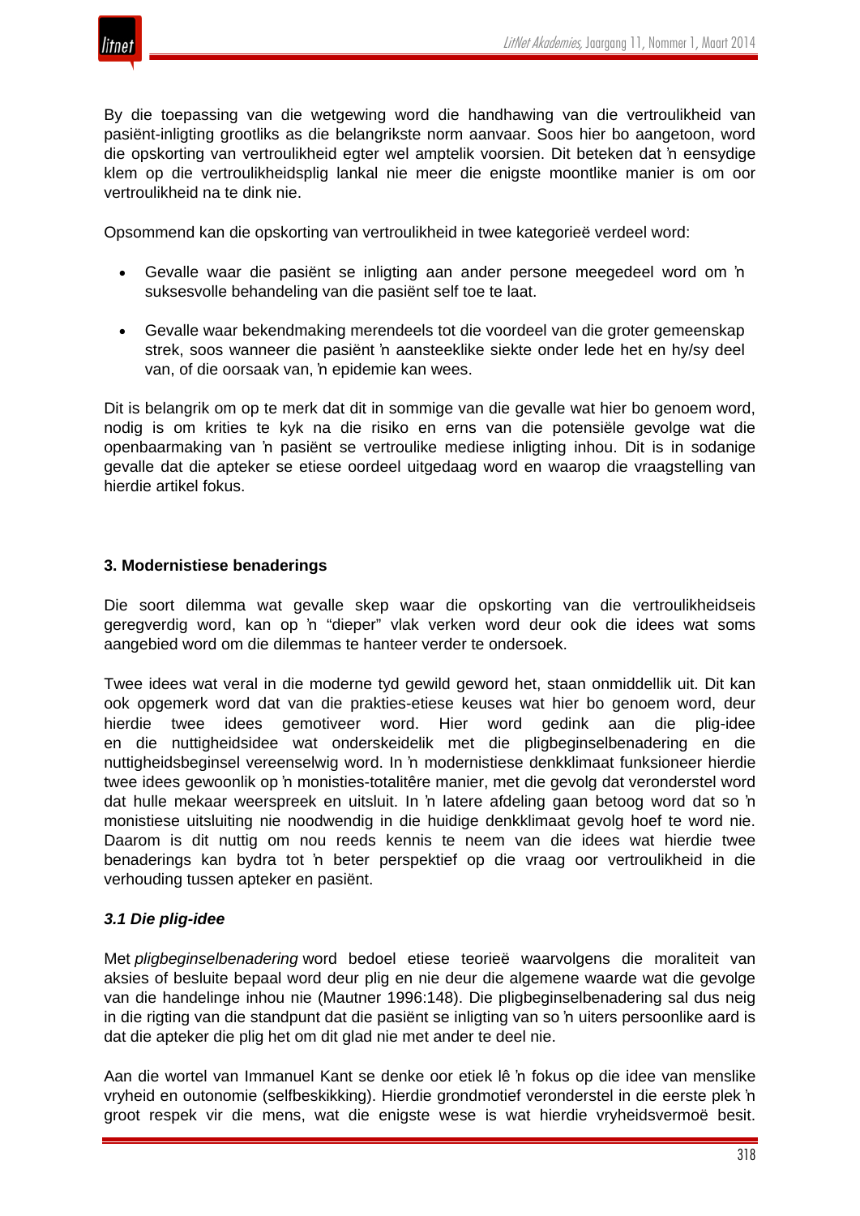By die toepassing van die wetgewing word die handhawing van die vertroulikheid van pasiënt-inligting grootliks as die belangrikste norm aanvaar. Soos hier bo aangetoon, word die opskorting van vertroulikheid egter wel amptelik voorsien. Dit beteken dat ŉ eensydige klem op die vertroulikheidsplig lankal nie meer die enigste moontlike manier is om oor vertroulikheid na te dink nie.

Opsommend kan die opskorting van vertroulikheid in twee kategorieë verdeel word:

- Gevalle waar die pasiënt se inligting aan ander persone meegedeel word om ŉ suksesvolle behandeling van die pasiënt self toe te laat.
- Gevalle waar bekendmaking merendeels tot die voordeel van die groter gemeenskap strek, soos wanneer die pasiënt ŉ aansteeklike siekte onder lede het en hy/sy deel van, of die oorsaak van, ŉ epidemie kan wees.

Dit is belangrik om op te merk dat dit in sommige van die gevalle wat hier bo genoem word, nodig is om krities te kyk na die risiko en erns van die potensiële gevolge wat die openbaarmaking van ŉ pasiënt se vertroulike mediese inligting inhou. Dit is in sodanige gevalle dat die apteker se etiese oordeel uitgedaag word en waarop die vraagstelling van hierdie artikel fokus.

## 3. Modernistiese benaderings

Die soort dilemma wat gevalle skep waar die opskorting van die vertroulikheidseis geregverdig word, kan op ŉ "dieper" vlak verken word deur ook die idees wat soms aangebied word om die dilemmas te hanteer verder te ondersoek.

Twee idees wat veral in die moderne tyd gewild geword het, staan onmiddellik uit. Dit kan ook opgemerk word dat van die prakties-etiese keuses wat hier bo genoem word, deur hierdie twee idees gemotiveer word. Hier word gedink aan die plig-idee en die nuttigheidsidee wat onderskeidelik met die pligbeginselbenadering en die nuttigheidsbeginsel vereenselwig word. In ŉ modernistiese denkklimaat funksioneer hierdie twee idees gewoonlik op ŉ monisties-totalitêre manier, met die gevolg dat veronderstel word dat hulle mekaar weerspreek en uitsluit. In ŉ latere afdeling gaan betoog word dat so ŉ monistiese uitsluiting nie noodwendig in die huidige denkklimaat gevolg hoef te word nie. Daarom is dit nuttig om nou reeds kennis te neem van die idees wat hierdie twee benaderings kan bydra tot ŉ beter perspektief op die vraag oor vertroulikheid in die verhouding tussen apteker en pasiënt.

### *3.1 Die plig-idee*

Met *pligbeginselbenadering* word bedoel etiese teorieë waarvolgens die moraliteit van aksies of besluite bepaal word deur plig en nie deur die algemene waarde wat die gevolge van die handelinge inhou nie (Mautner 1996:148). Die pligbeginselbenadering sal dus neig in die rigting van die standpunt dat die pasiënt se inligting van so ŉ uiters persoonlike aard is dat die apteker die plig het om dit glad nie met ander te deel nie.

Aan die wortel van Immanuel Kant se denke oor etiek lê ŉ fokus op die idee van menslike vryheid en outonomie (selfbeskikking). Hierdie grondmotief veronderstel in die eerste plek ŉ groot respek vir die mens, wat die enigste wese is wat hierdie vryheidsvermoë besit.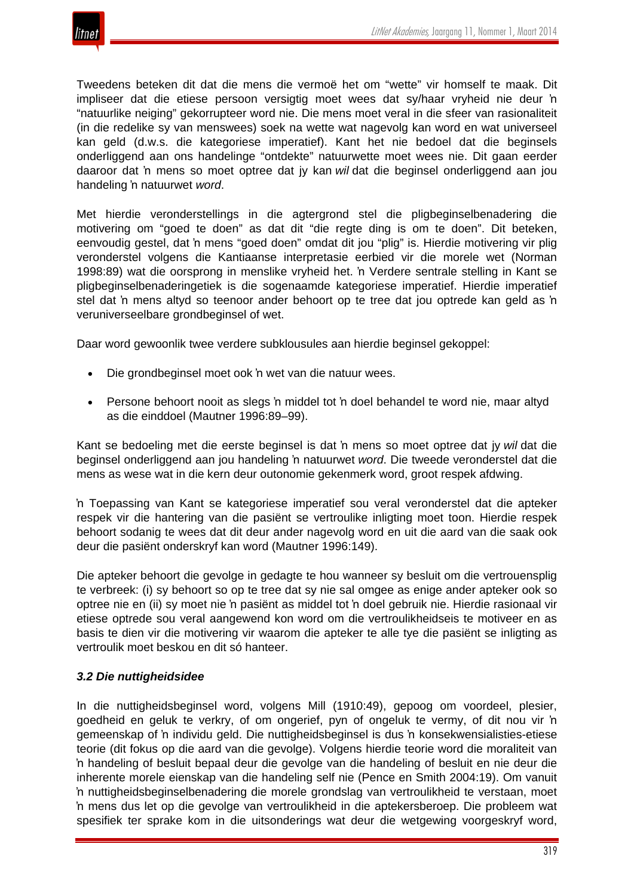Tweedens beteken dit dat die mens die vermoë het om "wette" vir homself te maak. Dit impliseer dat die etiese persoon versigtig moet wees dat sy/haar vryheid nie deur ŉ "natuurlike neiging" gekorrupteer word nie. Die mens moet veral in die sfeer van rasionaliteit (in die redelike sy van menswees) soek na wette wat nagevolg kan word en wat universeel kan geld (d.w.s. die kategoriese imperatief). Kant het nie bedoel dat die beginsels onderliggend aan ons handelinge "ontdekte" natuurwette moet wees nie. Dit gaan eerder daaroor dat ŉ mens so moet optree dat jy kan *wil* dat die beginsel onderliggend aan jou handeling ŉ natuurwet *word*.

Met hierdie veronderstellings in die agtergrond stel die pligbeginselbenadering die motivering om "goed te doen" as dat dit "die regte ding is om te doen". Dit beteken, eenvoudig gestel, dat ŉ mens "goed doen" omdat dit jou "plig" is. Hierdie motivering vir plig veronderstel volgens die Kantiaanse interpretasie eerbied vir die morele wet (Norman 1998:89) wat die oorsprong in menslike vryheid het. ŉ Verdere sentrale stelling in Kant se pligbeginselbenaderingetiek is die sogenaamde kategoriese imperatief. Hierdie imperatief stel dat ŉ mens altyd so teenoor ander behoort op te tree dat jou optrede kan geld as ŉ veruniverseelbare grondbeginsel of wet.

Daar word gewoonlik twee verdere subklousules aan hierdie beginsel gekoppel:

- Die grondbeginsel moet ook ŉ wet van die natuur wees.
- Persone behoort nooit as slegs ŉ middel tot ŉ doel behandel te word nie, maar altyd as die einddoel (Mautner 1996:89–99).

Kant se bedoeling met die eerste beginsel is dat ŉ mens so moet optree dat jy *wil* dat die beginsel onderliggend aan jou handeling ŉ natuurwet *word*. Die tweede veronderstel dat die mens as wese wat in die kern deur outonomie gekenmerk word, groot respek afdwing.

ŉ Toepassing van Kant se kategoriese imperatief sou veral veronderstel dat die apteker respek vir die hantering van die pasiënt se vertroulike inligting moet toon. Hierdie respek behoort sodanig te wees dat dit deur ander nagevolg word en uit die aard van die saak ook deur die pasiënt onderskryf kan word (Mautner 1996:149).

Die apteker behoort die gevolge in gedagte te hou wanneer sy besluit om die vertrouensplig te verbreek: (i) sy behoort so op te tree dat sy nie sal omgee as enige ander apteker ook so optree nie en (ii) sy moet nie ŉ pasiënt as middel tot ŉ doel gebruik nie. Hierdie rasionaal vir etiese optrede sou veral aangewend kon word om die vertroulikheidseis te motiveer en as basis te dien vir die motivering vir waarom die apteker te alle tye die pasiënt se inligting as vertroulik moet beskou en dit só hanteer.

### *3.2 Die nuttigheidsidee*

In die nuttigheidsbeginsel word, volgens Mill (1910:49), gepoog om voordeel, plesier, goedheid en geluk te verkry, of om ongerief, pyn of ongeluk te vermy, of dit nou vir ŉ gemeenskap of ŉ individu geld. Die nuttigheidsbeginsel is dus ŉ konsekwensialisties-etiese teorie (dit fokus op die aard van die gevolge). Volgens hierdie teorie word die moraliteit van ŉ handeling of besluit bepaal deur die gevolge van die handeling of besluit en nie deur die inherente morele eienskap van die handeling self nie (Pence en Smith 2004:19). Om vanuit ŉ nuttigheidsbeginselbenadering die morele grondslag van vertroulikheid te verstaan, moet ŉ mens dus let op die gevolge van vertroulikheid in die aptekersberoep. Die probleem wat spesifiek ter sprake kom in die uitsonderings wat deur die wetgewing voorgeskryf word,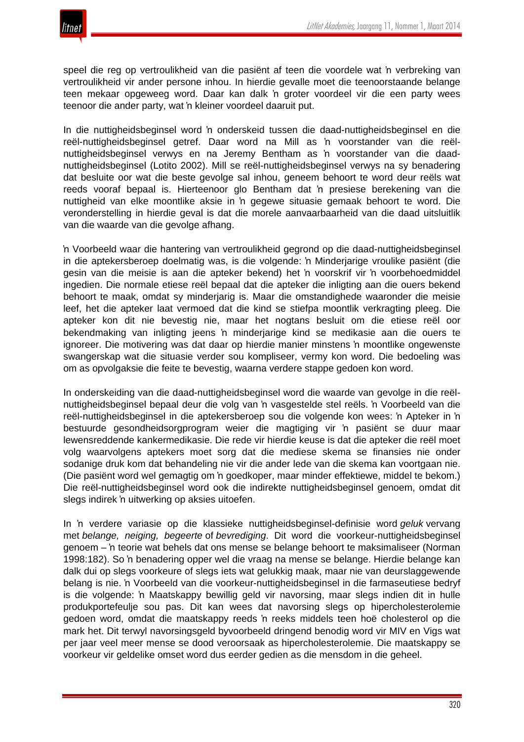speel die reg op vertroulikheid van die pasiënt af teen die voordele wat ŉ verbreking van vertroulikheid vir ander persone inhou. In hierdie gevalle moet die teenoorstaande belange teen mekaar opgeweeg word. Daar kan dalk ŉ groter voordeel vir die een party wees teenoor die ander party, wat ŉ kleiner voordeel daaruit put.

In die nuttigheidsbeginsel word ŉ onderskeid tussen die daad-nuttigheidsbeginsel en die reël-nuttigheidsbeginsel getref. Daar word na Mill as ŉ voorstander van die reël-nuttigheidsbeginsel verwys en na Jeremy Bentham as ŉ voorstander van die daad-nuttigheidsbeginsel (Lotito 2002). Mill se reël-nuttigheidsbeginsel verwys na sy benadering dat besluite oor wat die beste gevolge sal inhou, geneem behoort te word deur reëls wat reeds vooraf bepaal is. Hierteenoor glo Bentham dat ŉ presiese berekening van die nuttigheid van elke moontlike aksie in ŉ gegewe situasie gemaak behoort te word. Die veronderstelling in hierdie geval is dat die morele aanvaarbaarheid van die daad uitsluitlik van die waarde van die gevolge afhang.

ŉ Voorbeeld waar die hantering van vertroulikheid gegrond op die daad-nuttigheidsbeginsel in die aptekersberoep doelmatig was, is die volgende: ŉ Minderjarige vroulike pasiënt (die gesin van die meisie is aan die apteker bekend) het ŉ voorskrif vir ŉ voorbehoedmiddel ingedien. Die normale etiese reël bepaal dat die apteker die inligting aan die ouers bekend behoort te maak, omdat sy minderjarig is. Maar die omstandighede waaronder die meisie leef, het die apteker laat vermoed dat die kind se stiefpa moontlik verkragting pleeg. Die apteker kon dit nie bevestig nie, maar het nogtans besluit om die etiese reël oor bekendmaking van inligting jeens ŉ minderjarige kind se medikasie aan die ouers te ignoreer. Die motivering was dat daar op hierdie manier minstens ŉ moontlike ongewenste swangerskap wat die situasie verder sou kompliseer, vermy kon word. Die bedoeling was om as opvolgaksie die feite te bevestig, waarna verdere stappe gedoen kon word.

In onderskeiding van die daad-nuttigheidsbeginsel word die waarde van gevolge in die reël-nuttigheidsbeginsel bepaal deur die volg van ŉ vasgestelde stel reëls. ŉ Voorbeeld van die reël-nuttigheidsbeginsel in die aptekersberoep sou die volgende kon wees: ŉ Apteker in ŉ bestuurde gesondheidsorgprogram weier die magtiging vir ŉ pasiënt se duur maar lewensreddende kankermedikasie. Die rede vir hierdie keuse is dat die apteker die reël moet volg waarvolgens aptekers moet sorg dat die mediese skema se finansies nie onder sodanige druk kom dat behandeling nie vir die ander lede van die skema kan voortgaan nie. (Die pasiënt word wel gemagtig om ŉ goedkoper, maar minder effektiewe, middel te bekom.) Die reël-nuttigheidsbeginsel word ook die indirekte nuttigheidsbeginsel genoem, omdat dit slegs indirek ŉ uitwerking op aksies uitoefen.

In ŉ verdere variasie op die klassieke nuttigheidsbeginsel-definisie word *geluk* vervang met *belange, neiging, begeerte* of *bevrediging*. Dit word die voorkeur-nuttigheidsbeginsel genoem – ŉ teorie wat behels dat ons mense se belange behoort te maksimaliseer (Norman 1998:182). So ŉ benadering opper wel die vraag na mense se belange. Hierdie belange kan dalk dui op slegs voorkeure of slegs iets wat gelukkig maak, maar nie van deurslaggewende belang is nie. ŉ Voorbeeld van die voorkeur-nuttigheidsbeginsel in die farmaseutiese bedryf is die volgende: ŉ Maatskappy bewillig geld vir navorsing, maar slegs indien dit in hulle produkportefeulje sou pas. Dit kan wees dat navorsing slegs op hipercholesterolemie gedoen word, omdat die maatskappy reeds ŉ reeks middels teen hoë cholesterol op die mark het. Dit terwyl navorsingsgeld byvoorbeeld dringend benodig word vir MIV en Vigs wat per jaar veel meer mense se dood veroorsaak as hipercholesterolemie. Die maatskappy se voorkeur vir geldelike omset word dus eerder gedien as die mensdom in die geheel.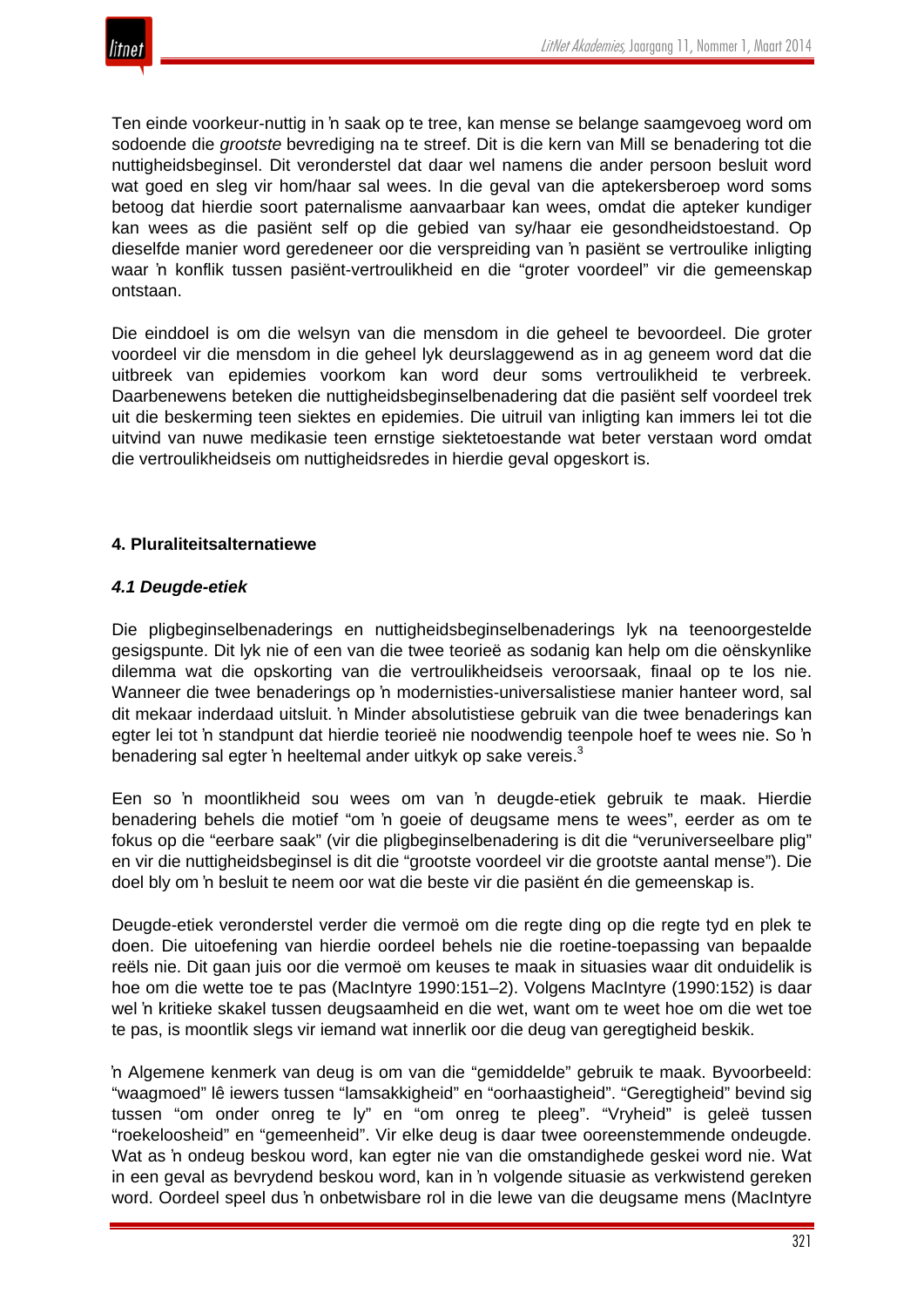Ten einde voorkeur-nuttig in ŉ saak op te tree, kan mense se belange saamgevoeg word om sodoende die *grootste* bevrediging na te streef. Dit is die kern van Mill se benadering tot die nuttigheidsbeginsel. Dit veronderstel dat daar wel namens die ander persoon besluit word wat goed en sleg vir hom/haar sal wees. In die geval van die aptekersberoep word soms betoog dat hierdie soort paternalisme aanvaarbaar kan wees, omdat die apteker kundiger kan wees as die pasiënt self op die gebied van sy/haar eie gesondheidstoestand. Op dieselfde manier word geredeneer oor die verspreiding van ŉ pasiënt se vertroulike inligting waar ŉ konflik tussen pasiënt-vertroulikheid en die "groter voordeel" vir die gemeenskap ontstaan.

Die einddoel is om die welsyn van die mensdom in die geheel te bevoordeel. Die groter voordeel vir die mensdom in die geheel lyk deurslaggewend as in ag geneem word dat die uitbreek van epidemies voorkom kan word deur soms vertroulikheid te verbreek. Daarbenewens beteken die nuttigheidsbeginselbenadering dat die pasiënt self voordeel trek uit die beskerming teen siektes en epidemies. Die uitruil van inligting kan immers lei tot die uitvind van nuwe medikasie teen ernstige siektetoestande wat beter verstaan word omdat die vertroulikheidseis om nuttigheidsredes in hierdie geval opgeskort is.

## 4. Pluraliteitsalternatiewe

### *4.1 Deugde-etiek*

Die pligbeginselbenaderings en nuttigheidsbeginselbenaderings lyk na teenoorgestelde gesigspunte. Dit lyk nie of een van die twee teorieë as sodanig kan help om die oënskynlike dilemma wat die opskorting van die vertroulikheidseis veroorsaak, finaal op te los nie. Wanneer die twee benaderings op ŉ modernisties-universalistiese manier hanteer word, sal dit mekaar inderdaad uitsluit. ŉ Minder absolutistiese gebruik van die twee benaderings kan egter lei tot ŉ standpunt dat hierdie teorieë nie noodwendig teenpole hoef te wees nie. So ŉ benadering sal egter ŉ heeltemal ander uitkyk op sake vereis.[3]

Een so ŉ moontlikheid sou wees om van ŉ deugde-etiek gebruik te maak. Hierdie benadering behels die motief "om ŉ goeie of deugsame mens te wees", eerder as om te fokus op die "eerbare saak" (vir die pligbeginselbenadering is dit die "veruniverseelbare plig" en vir die nuttigheidsbeginsel is dit die "grootste voordeel vir die grootste aantal mense"). Die doel bly om ŉ besluit te neem oor wat die beste vir die pasiënt én die gemeenskap is.

Deugde-etiek veronderstel verder die vermoë om die regte ding op die regte tyd en plek te doen. Die uitoefening van hierdie oordeel behels nie die roetine-toepassing van bepaalde reëls nie. Dit gaan juis oor die vermoë om keuses te maak in situasies waar dit onduidelik is hoe om die wette toe te pas (MacIntyre 1990:151–2). Volgens MacIntyre (1990:152) is daar wel ŉ kritieke skakel tussen deugsaamheid en die wet, want om te weet hoe om die wet toe te pas, is moontlik slegs vir iemand wat innerlik oor die deug van geregtigheid beskik.

ŉ Algemene kenmerk van deug is om van die "gemiddelde" gebruik te maak. Byvoorbeeld: "waagmoed" lê iewers tussen "lamsakkigheid" en "oorhaastigheid". "Geregtigheid" bevind sig tussen "om onder onreg te ly" en "om onreg te pleeg". "Vryheid" is geleë tussen "roekeloosheid" en "gemeenheid". Vir elke deug is daar twee ooreenstemmende ondeugde. Wat as ŉ ondeug beskou word, kan egter nie van die omstandighede geskei word nie. Wat in een geval as bevrydend beskou word, kan in ŉ volgende situasie as verkwistend gereken word. Oordeel speel dus ŉ onbetwisbare rol in die lewe van die deugsame mens (MacIntyre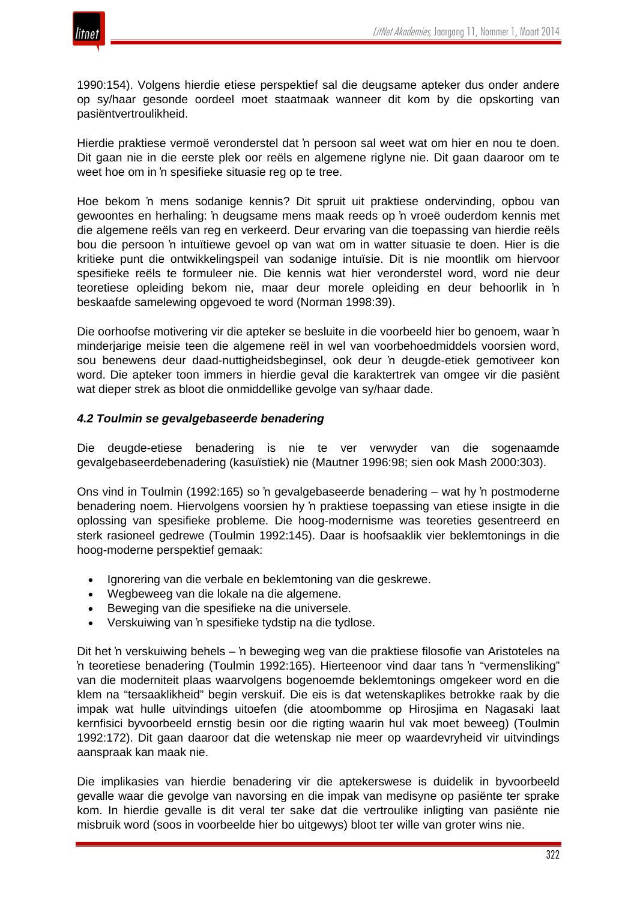1990:154). Volgens hierdie etiese perspektief sal die deugsame apteker dus onder andere op sy/haar gesonde oordeel moet staatmaak wanneer dit kom by die opskorting van pasiëntvertroulikheid.

Hierdie praktiese vermoë veronderstel dat ŉ persoon sal weet wat om hier en nou te doen. Dit gaan nie in die eerste plek oor reëls en algemene riglyne nie. Dit gaan daaroor om te weet hoe om in ŉ spesifieke situasie reg op te tree.

Hoe bekom ŉ mens sodanige kennis? Dit spruit uit praktiese ondervinding, opbou van gewoontes en herhaling: ŉ deugsame mens maak reeds op ŉ vroeë ouderdom kennis met die algemene reëls van reg en verkeerd. Deur ervaring van die toepassing van hierdie reëls bou die persoon ŉ intuïtiewe gevoel op van wat om in watter situasie te doen. Hier is die kritieke punt die ontwikkelingspeil van sodanige intuïsie. Dit is nie moontlik om hiervoor spesifieke reëls te formuleer nie. Die kennis wat hier veronderstel word, word nie deur teoretiese opleiding bekom nie, maar deur morele opleiding en deur behoorlik in ŉ beskaafde samelewing opgevoed te word (Norman 1998:39).

Die oorhoofse motivering vir die apteker se besluite in die voorbeeld hier bo genoem, waar ŉ minderjarige meisie teen die algemene reël in wel van voorbehoedmiddels voorsien word, sou benewens deur daad-nuttigheidsbeginsel, ook deur ŉ deugde-etiek gemotiveer kon word. Die apteker toon immers in hierdie geval die karaktertrek van omgee vir die pasiënt wat dieper strek as bloot die onmiddellike gevolge van sy/haar dade.

### *4.2 Toulmin se gevalgebaseerde benadering*

Die deugde-etiese benadering is nie te ver verwyder van die sogenaamde gevalgebaseerdebenadering (kasuïstiek) nie (Mautner 1996:98; sien ook Mash 2000:303).

Ons vind in Toulmin (1992:165) so ŉ gevalgebaseerde benadering – wat hy ŉ postmoderne benadering noem. Hiervolgens voorsien hy ŉ praktiese toepassing van etiese insigte in die oplossing van spesifieke probleme. Die hoog-modernisme was teoreties gesentreerd en sterk rasioneel gedrewe (Toulmin 1992:145). Daar is hoofsaaklik vier beklemtonings in die hoog-moderne perspektief gemaak:

- Ignorering van die verbale en beklemtoning van die geskrewe.
- Wegbeweeg van die lokale na die algemene.
- Beweging van die spesifieke na die universele.
- Verskuiwing van ŉ spesifieke tydstip na die tydlose.

Dit het ŉ verskuiwing behels – ŉ beweging weg van die praktiese filosofie van Aristoteles na ŉ teoretiese benadering (Toulmin 1992:165). Hierteenoor vind daar tans ŉ "vermensliking" van die moderniteit plaas waarvolgens bogenoemde beklemtonings omgekeer word en die klem na "tersaaklikheid" begin verskuif. Die eis is dat wetenskaplikes betrokke raak by die impak wat hulle uitvindings uitoefen (die atoombomme op Hirosjima en Nagasaki laat kernfisici byvoorbeeld ernstig besin oor die rigting waarin hul vak moet beweeg) (Toulmin 1992:172). Dit gaan daaroor dat die wetenskap nie meer op waardevryheid vir uitvindings aanspraak kan maak nie.

Die implikasies van hierdie benadering vir die aptekerswese is duidelik in byvoorbeeld gevalle waar die gevolge van navorsing en die impak van medisyne op pasiënte ter sprake kom. In hierdie gevalle is dit veral ter sake dat die vertroulike inligting van pasiënte nie misbruik word (soos in voorbeelde hier bo uitgewys) bloot ter wille van groter wins nie.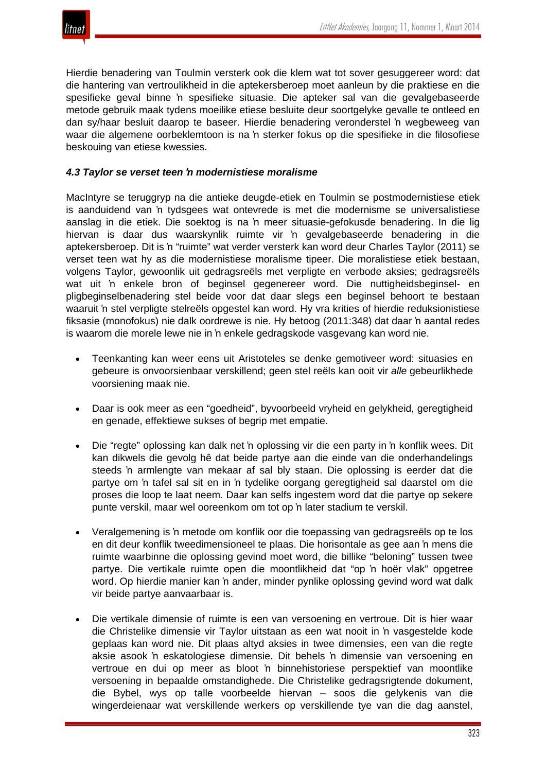Hierdie benadering van Toulmin versterk ook die klem wat tot sover gesuggereer word: dat die hantering van vertroulikheid in die aptekersberoep moet aanleun by die praktiese en die spesifieke geval binne ŉ spesifieke situasie. Die apteker sal van die gevalgebaseerde metode gebruik maak tydens moeilike etiese besluite deur soortgelyke gevalle te ontleed en dan sy/haar besluit daarop te baseer. Hierdie benadering veronderstel ŉ wegbeweeg van waar die algemene oorbeklemtoon is na ŉ sterker fokus op die spesifieke in die filosofiese beskouing van etiese kwessies.

#### *4.3 Taylor se verset teen ŉ modernistiese moralisme*

MacIntyre se teruggryp na die antieke deugde-etiek en Toulmin se postmodernistiese etiek is aanduidend van ŉ tydsgees wat ontevrede is met die modernisme se universalistiese aanslag in die etiek. Die soektog is na ŉ meer situasie-gefokusde benadering. In die lig hiervan is daar dus waarskynlik ruimte vir ŉ gevalgebaseerde benadering in die aptekersberoep. Dit is ŉ "ruimte" wat verder versterk kan word deur Charles Taylor (2011) se verset teen wat hy as die modernistiese moralisme tipeer. Die moralistiese etiek bestaan, volgens Taylor, gewoonlik uit gedragsreëls met verpligte en verbode aksies; gedragsreëls wat uit ŉ enkele bron of beginsel gegenereer word. Die nuttigheidsbeginsel- en pligbeginselbenadering stel beide voor dat daar slegs een beginsel behoort te bestaan waaruit ŉ stel verpligte stelreëls opgestel kan word. Hy vra krities of hierdie reduksionistiese fiksasie (monofokus) nie dalk oordrewe is nie. Hy betoog (2011:348) dat daar ŉ aantal redes is waarom die morele lewe nie in ŉ enkele gedragskode vasgevang kan word nie.

- Teenkanting kan weer eens uit Aristoteles se denke gemotiveer word: situasies en gebeure is onvoorsienbaar verskillend; geen stel reëls kan ooit vir *alle* gebeurlikhede voorsiening maak nie.

- Daar is ook meer as een "goedheid", byvoorbeeld vryheid en gelykheid, geregtigheid en genade, effektiewe sukses of begrip met empatie.

- Die "regte" oplossing kan dalk net ŉ oplossing vir die een party in ŉ konflik wees. Dit kan dikwels die gevolg hê dat beide partye aan die einde van die onderhandelings steeds ŉ armlengte van mekaar af sal bly staan. Die oplossing is eerder dat die partye om ŉ tafel sal sit en in ŉ tydelike oorgang geregtigheid sal daarstel om die proses die loop te laat neem. Daar kan selfs ingestem word dat die partye op sekere punte verskil, maar wel ooreenkom om tot op ŉ later stadium te verskil.

- Veralgemening is ŉ metode om konflik oor die toepassing van gedragsreëls op te los en dit deur konflik tweedimensioneel te plaas. Die horisontale as gee aan ŉ mens die ruimte waarbinne die oplossing gevind moet word, die billike "beloning" tussen twee partye. Die vertikale ruimte open die moontlikheid dat "op ŉ hoër vlak" opgetree word. Op hierdie manier kan ŉ ander, minder pynlike oplossing gevind word wat dalk vir beide partye aanvaarbaar is.

- Die vertikale dimensie of ruimte is een van versoening en vertroue. Dit is hier waar die Christelike dimensie vir Taylor uitstaan as een wat nooit in ŉ vasgestelde kode geplaas kan word nie. Dit plaas altyd aksies in twee dimensies, een van die regte aksie asook ŉ eskatologiese dimensie. Dit behels ŉ dimensie van versoening en vertroue en dui op meer as bloot ŉ binnehistoriese perspektief van moontlike versoening in bepaalde omstandighede. Die Christelike gedragsrigtende dokument, die Bybel, wys op talle voorbeelde hiervan – soos die gelykenis van die wingerdeienaar wat verskillende werkers op verskillende tye van die dag aanstel,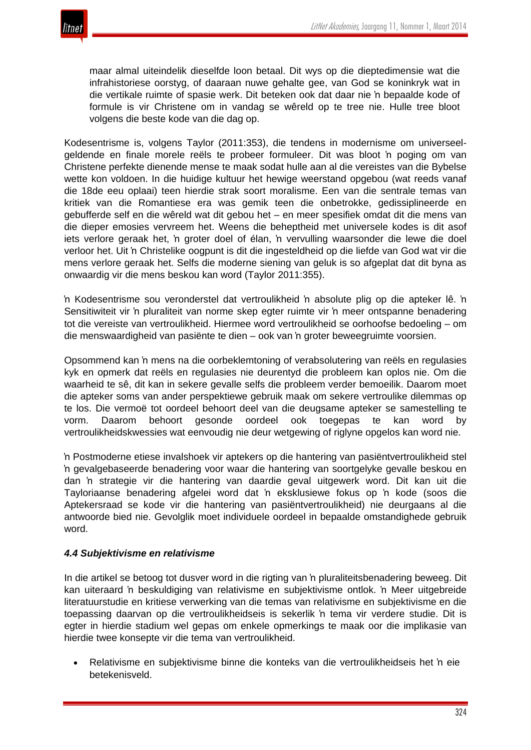maar almal uiteindelik dieselfde loon betaal. Dit wys op die dieptedimensie wat die infrahistoriese oorstyg, of daaraan nuwe gehalte gee, van God se koninkryk wat in die vertikale ruimte of spasie werk. Dit beteken ook dat daar nie 'n bepaalde kode of formule is vir Christene om in vandag se wêreld op te tree nie. Hulle tree bloot volgens die beste kode van die dag op.

Kodesentrisme is, volgens Taylor (2011:353), die tendens in modernisme om universeelgeldende en finale morele reëls te probeer formuleer. Dit was bloot 'n poging om van Christene perfekte dienende mense te maak sodat hulle aan al die vereistes van die Bybelse wette kon voldoen. In die huidige kultuur het hewige weerstand opgebou (wat reeds vanaf die 18de eeu oplaai) teen hierdie strak soort moralisme. Een van die sentrale temas van kritiek van die Romantiese era was gemik teen die onbetrokke, gedissiplineerde en gebufferde self en die wêreld wat dit gebou het – en meer spesifiek omdat dit die mens van die dieper emosies vervreem het. Weens die beheptheid met universele kodes is dit asof iets verlore geraak het, 'n groter doel of élan, 'n vervulling waarsonder die lewe die doel verloor het. Uit 'n Christelike oogpunt is dit die ingesteldheid op die liefde van God wat vir die mens verlore geraak het. Selfs die moderne siening van geluk is so afgeplat dat dit byna as onwaardig vir die mens beskou kan word (Taylor 2011:355).

'n Kodesentrisme sou veronderstel dat vertroulikheid 'n absolute plig op die apteker lê. 'n Sensitiwiteit vir 'n pluraliteit van norme skep egter ruimte vir 'n meer ontspanne benadering tot die vereiste van vertroulikheid. Hiermee word vertroulikheid se oorhoofse bedoeling – om die menswaardigheid van pasiënte te dien – ook van 'n groter beweegruimte voorsien.

Opsommend kan 'n mens na die oorbeklemtoning of verabsolutering van reëls en regulasies kyk en opmerk dat reëls en regulasies nie deurentyd die probleem kan oplos nie. Om die waarheid te sê, dit kan in sekere gevalle selfs die probleem verder bemoeilik. Daarom moet die apteker soms van ander perspektiewe gebruik maak om sekere vertroulike dilemmas op te los. Die vermoë tot oordeel behoort deel van die deugsame apteker se samestelling te vorm. Daarom behoort gesonde oordeel ook toegepas te kan word by vertroulikheidskwessies wat eenvoudig nie deur wetgewing of riglyne opgelos kan word nie.

'n Postmoderne etiese invalshoek vir aptekers op die hantering van pasiëntvertroulikheid stel 'n gevalgebaseerde benadering voor waar die hantering van soortgelyke gevalle beskou en dan 'n strategie vir die hantering van daardie geval uitgewerk word. Dit kan uit die Tayloriaanse benadering afgelei word dat 'n eksklusiewe fokus op 'n kode (soos die Aptekersraad se kode vir die hantering van pasiëntvertroulikheid) nie deurgaans al die antwoorde bied nie. Gevolglik moet individuele oordeel in bepaalde omstandighede gebruik word.

#### *4.4 Subjektivisme en relativisme*

In die artikel se betoog tot dusver word in die rigting van 'n pluraliteitsbenadering beweeg. Dit kan uiteraard 'n beskuldiging van relativisme en subjektivisme ontlok. 'n Meer uitgebreide literatuurstudie en kritiese verwerking van die temas van relativisme en subjektivisme en die toepassing daarvan op die vertroulikheidseis is sekerlik 'n tema vir verdere studie. Dit is egter in hierdie stadium wel gepas om enkele opmerkings te maak oor die implikasie van hierdie twee konsepte vir die tema van vertroulikheid.

- Relativisme en subjektivisme binne die konteks van die vertroulikheidseis het 'n eie betekenisveld.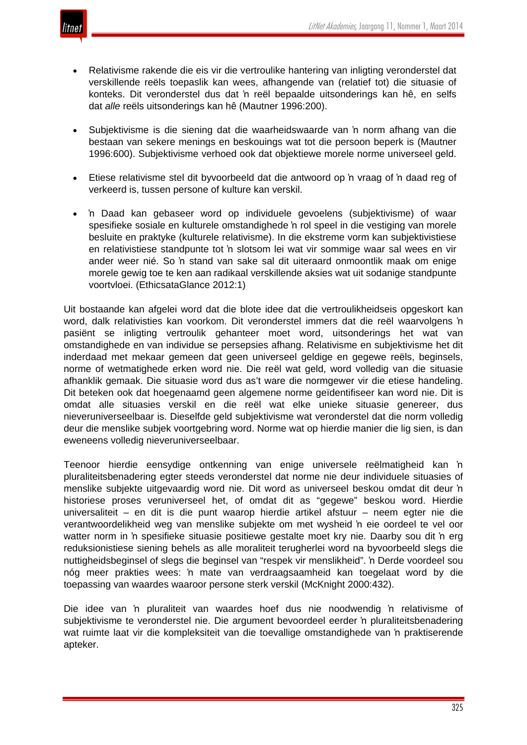- Relativisme rakende die eis vir die vertroulike hantering van inligting veronderstel dat verskillende reëls toepaslik kan wees, afhangende van (relatief tot) die situasie of konteks. Dit veronderstel dus dat ŉ reël bepaalde uitsonderings kan hê, en selfs dat *alle* reëls uitsonderings kan hê (Mautner 1996:200).

- Subjektivisme is die siening dat die waarheidswaarde van ŉ norm afhang van die bestaan van sekere menings en beskouings wat tot die persoon beperk is (Mautner 1996:600). Subjektivisme verhoed ook dat objektiewe morele norme universeel geld.

- Etiese relativisme stel dit byvoorbeeld dat die antwoord op ŉ vraag of ŉ daad reg of verkeerd is, tussen persone of kulture kan verskil.

- ŉ Daad kan gebaseer word op individuele gevoelens (subjektivisme) of waar spesifieke sosiale en kulturele omstandighede ŉ rol speel in die vestiging van morele besluite en praktyke (kulturele relativisme). In die ekstreme vorm kan subjektivistiese en relativistiese standpunte tot ŉ slotsom lei wat vir sommige waar sal wees en vir ander weer nié. So ŉ stand van sake sal dit uiteraard onmoontlik maak om enige morele gewig toe te ken aan radikaal verskillende aksies wat uit sodanige standpunte voortvloei. (EthicsataGlance 2012:1)

Uit bostaande kan afgelei word dat die blote idee dat die vertroulikheidseis opgeskort kan word, dalk relativisties kan voorkom. Dit veronderstel immers dat die reël waarvolgens ŉ pasiënt se inligting vertroulik gehanteer moet word, uitsonderings het wat van omstandighede en van individue se persepsies afhang. Relativisme en subjektivisme het dit inderdaad met mekaar gemeen dat geen universeel geldige en gegewe reëls, beginsels, norme of wetmatighede erken word nie. Die reël wat geld, word volledig van die situasie afhanklik gemaak. Die situasie word dus as't ware die normgewer vir die etiese handeling. Dit beteken ook dat hoegenaamd geen algemene norme geïdentifiseer kan word nie. Dit is omdat alle situasies verskil en die reël wat elke unieke situasie genereer, dus nieveruniverseelbaar is. Dieselfde geld subjektivisme wat veronderstel dat die norm volledig deur die menslike subjek voortgebring word. Norme wat op hierdie manier die lig sien, is dan eweneens volledig nieveruniverseelbaar.

Teenoor hierdie eensydige ontkenning van enige universele reëlmatigheid kan ŉ pluraliteitsbenadering egter steeds veronderstel dat norme nie deur individuele situasies of menslike subjekte uitgevaardig word nie. Dit word as universeel beskou omdat dit deur ŉ historiese proses veruniverseel het, of omdat dit as "gegewe" beskou word. Hierdie universaliteit – en dit is die punt waarop hierdie artikel afstuur – neem egter nie die verantwoordelikheid weg van menslike subjekte om met wysheid ŉ eie oordeel te vel oor watter norm in ŉ spesifieke situasie positiewe gestalte moet kry nie. Daarby sou dit ŉ erg reduksionistiese siening behels as alle moraliteit terugherlei word na byvoorbeeld slegs die nuttigheidsbeginsel of slegs die beginsel van "respek vir menslikheid". ŉ Derde voordeel sou nóg meer prakties wees: ŉ mate van verdraagsaamheid kan toegelaat word by die toepassing van waardes waaroor persone sterk verskil (McKnight 2000:432).

Die idee van ŉ pluraliteit van waardes hoef dus nie noodwendig ŉ relativisme of subjektivisme te veronderstel nie. Die argument bevoordeel eerder ŉ pluraliteitsbenadering wat ruimte laat vir die kompleksiteit van die toevallige omstandighede van ŉ praktiserende apteker.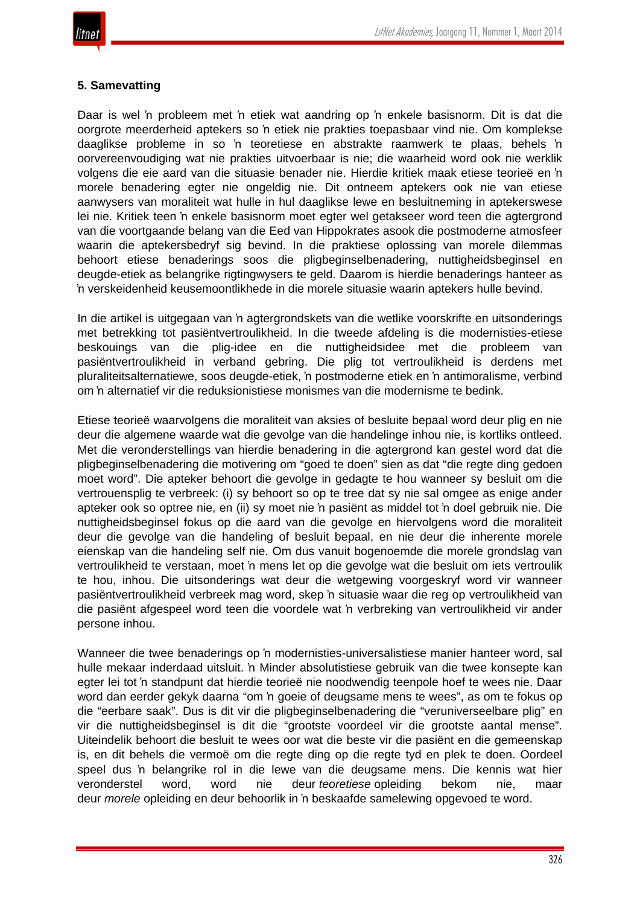## 5. Samevatting

Daar is wel ŉ probleem met ŉ etiek wat aandring op ŉ enkele basisnorm. Dit is dat die oorgrote meerderheid aptekers so ŉ etiek nie prakties toepasbaar vind nie. Om komplekse daaglikse probleme in so ŉ teoretiese en abstrakte raamwerk te plaas, behels ŉ oorvereenvoudiging wat nie prakties uitvoerbaar is nie; die waarheid word ook nie werklik volgens die eie aard van die situasie benader nie. Hierdie kritiek maak etiese teorieë en ŉ morele benadering egter nie ongeldig nie. Dit ontneem aptekers ook nie van etiese aanwysers van moraliteit wat hulle in hul daaglikse lewe en besluitneming in aptekerswese lei nie. Kritiek teen ŉ enkele basisnorm moet egter wel getakseer word teen die agtergrond van die voortgaande belang van die Eed van Hippokrates asook die postmoderne atmosfeer waarin die aptekersbedryf sig bevind. In die praktiese oplossing van morele dilemmas behoort etiese benaderings soos die pligbeginselbenadering, nuttigheidsbeginsel en deugde-etiek as belangrike rigtingwysers te geld. Daarom is hierdie benaderings hanteer as ŉ verskeidenheid keusemoontlikhede in die morele situasie waarin aptekers hulle bevind.

In die artikel is uitgegaan van ŉ agtergrondskets van die wetlike voorskrifte en uitsonderings met betrekking tot pasiëntvertroulikheid. In die tweede afdeling is die modernisties-etiese beskouings van die plig-idee en die nuttigheidsidee met die probleem van pasiëntvertroulikheid in verband gebring. Die plig tot vertroulikheid is derdens met pluraliteitsalternatiewe, soos deugde-etiek, ŉ postmoderne etiek en ŉ antimoralisme, verbind om ŉ alternatief vir die reduksionistiese monismes van die modernisme te bedink.

Etiese teorieë waarvolgens die moraliteit van aksies of besluite bepaal word deur plig en nie deur die algemene waarde wat die gevolge van die handelinge inhou nie, is kortliks ontleed. Met die veronderstellings van hierdie benadering in die agtergrond kan gestel word dat die pligbeginselbenadering die motivering om "goed te doen" sien as dat "die regte ding gedoen moet word". Die apteker behoort die gevolge in gedagte te hou wanneer sy besluit om die vertrouensplig te verbreek: (i) sy behoort so op te tree dat sy nie sal omgee as enige ander apteker ook so optree nie, en (ii) sy moet nie ŉ pasiënt as middel tot ŉ doel gebruik nie. Die nuttigheidsbeginsel fokus op die aard van die gevolge en hiervolgens word die moraliteit deur die gevolge van die handeling of besluit bepaal, en nie deur die inherente morele eienskap van die handeling self nie. Om dus vanuit bogenoemde die morele grondslag van vertroulikheid te verstaan, moet ŉ mens let op die gevolge wat die besluit om iets vertroulik te hou, inhou. Die uitsonderings wat deur die wetgewing voorgeskryf word vir wanneer pasiëntvertroulikheid verbreek mag word, skep ŉ situasie waar die reg op vertroulikheid van die pasiënt afgespeel word teen die voordele wat ŉ verbreking van vertroulikheid vir ander persone inhou.

Wanneer die twee benaderings op ŉ modernisties-universalistiese manier hanteer word, sal hulle mekaar inderdaad uitsluit. ŉ Minder absolutistiese gebruik van die twee konsepte kan egter lei tot ŉ standpunt dat hierdie teorieë nie noodwendig teenpole hoef te wees nie. Daar word dan eerder gekyk daarna "om ŉ goeie of deugsame mens te wees", as om te fokus op die "eerbare saak". Dus is dit vir die pligbeginselbenadering die "veruniverseelbare plig" en vir die nuttigheidsbeginsel is dit die "grootste voordeel vir die grootste aantal mense". Uiteindelik behoort die besluit te wees oor wat die beste vir die pasiënt en die gemeenskap is, en dit behels die vermoë om die regte ding op die regte tyd en plek te doen. Oordeel speel dus ŉ belangrike rol in die lewe van die deugsame mens. Die kennis wat hier veronderstel word, word nie deur *teoretiese* opleiding bekom nie, maar deur *morele* opleiding en deur behoorlik in ŉ beskaafde samelewing opgevoed te word.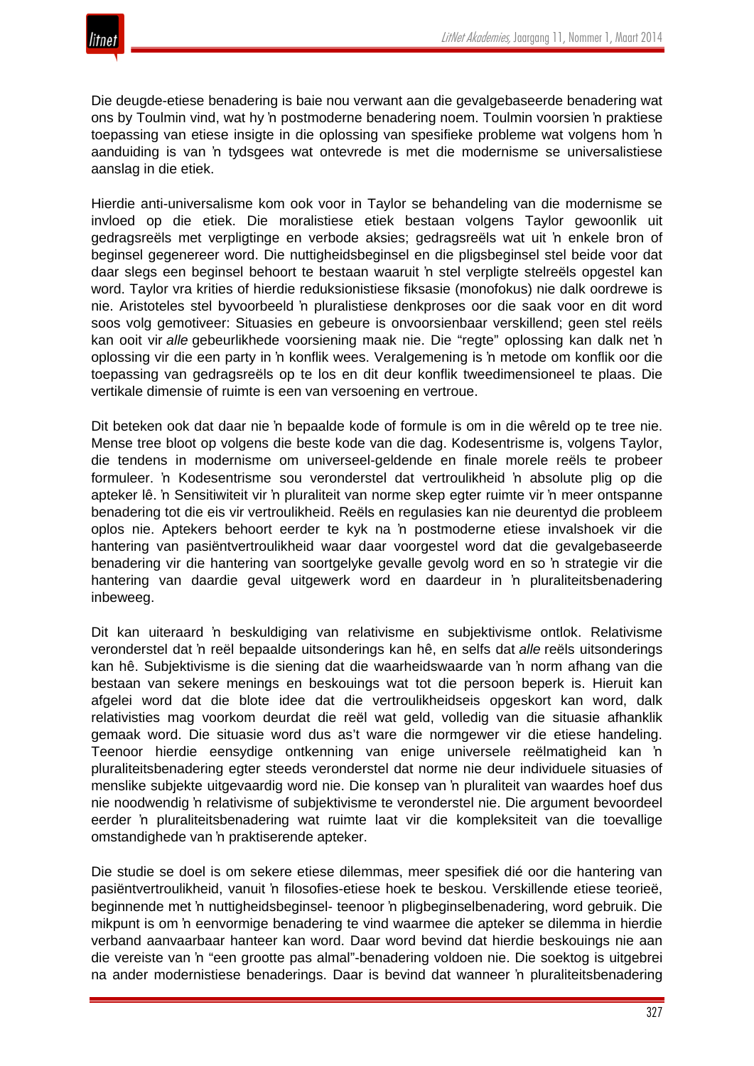Die deugde-etiese benadering is baie nou verwant aan die gevalgebaseerde benadering wat ons by Toulmin vind, wat hy ŉ postmoderne benadering noem. Toulmin voorsien ŉ praktiese toepassing van etiese insigte in die oplossing van spesifieke probleme wat volgens hom ŉ aanduiding is van ŉ tydsgees wat ontevrede is met die modernisme se universalistiese aanslag in die etiek.

Hierdie anti-universalisme kom ook voor in Taylor se behandeling van die modernisme se invloed op die etiek. Die moralistiese etiek bestaan volgens Taylor gewoonlik uit gedragsreëls met verpligtinge en verbode aksies; gedragsreëls wat uit ŉ enkele bron of beginsel gegenereer word. Die nuttigheidsbeginsel en die pligsbeginsel stel beide voor dat daar slegs een beginsel behoort te bestaan waaruit ŉ stel verpligte stelreëls opgestel kan word. Taylor vra krities of hierdie reduksionistiese fiksasie (monofokus) nie dalk oordrewe is nie. Aristoteles stel byvoorbeeld ŉ pluralistiese denkproses oor die saak voor en dit word soos volg gemotiveer: Situasies en gebeure is onvoorsienbaar verskillend; geen stel reëls kan ooit vir *alle* gebeurlikhede voorsiening maak nie. Die "regte" oplossing kan dalk net ŉ oplossing vir die een party in ŉ konflik wees. Veralgemening is ŉ metode om konflik oor die toepassing van gedragsreëls op te los en dit deur konflik tweedimensioneel te plaas. Die vertikale dimensie of ruimte is een van versoening en vertroue.

Dit beteken ook dat daar nie ŉ bepaalde kode of formule is om in die wêreld op te tree nie. Mense tree bloot op volgens die beste kode van die dag. Kodesentrisme is, volgens Taylor, die tendens in modernisme om universeel-geldende en finale morele reëls te probeer formuleer. ŉ Kodesentrisme sou veronderstel dat vertroulikheid ŉ absolute plig op die apteker lê. ŉ Sensitiwiteit vir ŉ pluraliteit van norme skep egter ruimte vir ŉ meer ontspanne benadering tot die eis vir vertroulikheid. Reëls en regulasies kan nie deurentyd die probleem oplos nie. Aptekers behoort eerder te kyk na ŉ postmoderne etiese invalshoek vir die hantering van pasiëntvertroulikheid waar daar voorgestel word dat die gevalgebaseerde benadering vir die hantering van soortgelyke gevalle gevolg word en so ŉ strategie vir die hantering van daardie geval uitgewerk word en daardeur in ŉ pluraliteitsbenadering inbeweeg.

Dit kan uiteraard ŉ beskuldiging van relativisme en subjektivisme ontlok. Relativisme veronderstel dat ŉ reël bepaalde uitsonderings kan hê, en selfs dat *alle* reëls uitsonderings kan hê. Subjektivisme is die siening dat die waarheidswaarde van ŉ norm afhang van die bestaan van sekere menings en beskouings wat tot die persoon beperk is. Hieruit kan afgelei word dat die blote idee dat die vertroulikheidseis opgeskort kan word, dalk relativisties mag voorkom deurdat die reël wat geld, volledig van die situasie afhanklik gemaak word. Die situasie word dus as't ware die normgewer vir die etiese handeling. Teenoor hierdie eensydige ontkenning van enige universele reëlmatigheid kan ŉ pluraliteitsbenadering egter steeds veronderstel dat norme nie deur individuele situasies of menslike subjekte uitgevaardig word nie. Die konsep van ŉ pluraliteit van waardes hoef dus nie noodwendig ŉ relativisme of subjektivisme te veronderstel nie. Die argument bevoordeel eerder ŉ pluraliteitsbenadering wat ruimte laat vir die kompleksiteit van die toevallige omstandighede van ŉ praktiserende apteker.

Die studie se doel is om sekere etiese dilemmas, meer spesifiek dié oor die hantering van pasiëntvertroulikheid, vanuit ŉ filosofies-etiese hoek te beskou. Verskillende etiese teorieë, beginnende met ŉ nuttigheidsbeginsel- teenoor ŉ pligbeginselbenadering, word gebruik. Die mikpunt is om ŉ eenvormige benadering te vind waarmee die apteker se dilemma in hierdie verband aanvaarbaar hanteer kan word. Daar word bevind dat hierdie beskouings nie aan die vereiste van ŉ "een grootte pas almal"-benadering voldoen nie. Die soektog is uitgebrei na ander modernistiese benaderings. Daar is bevind dat wanneer ŉ pluraliteitsbenadering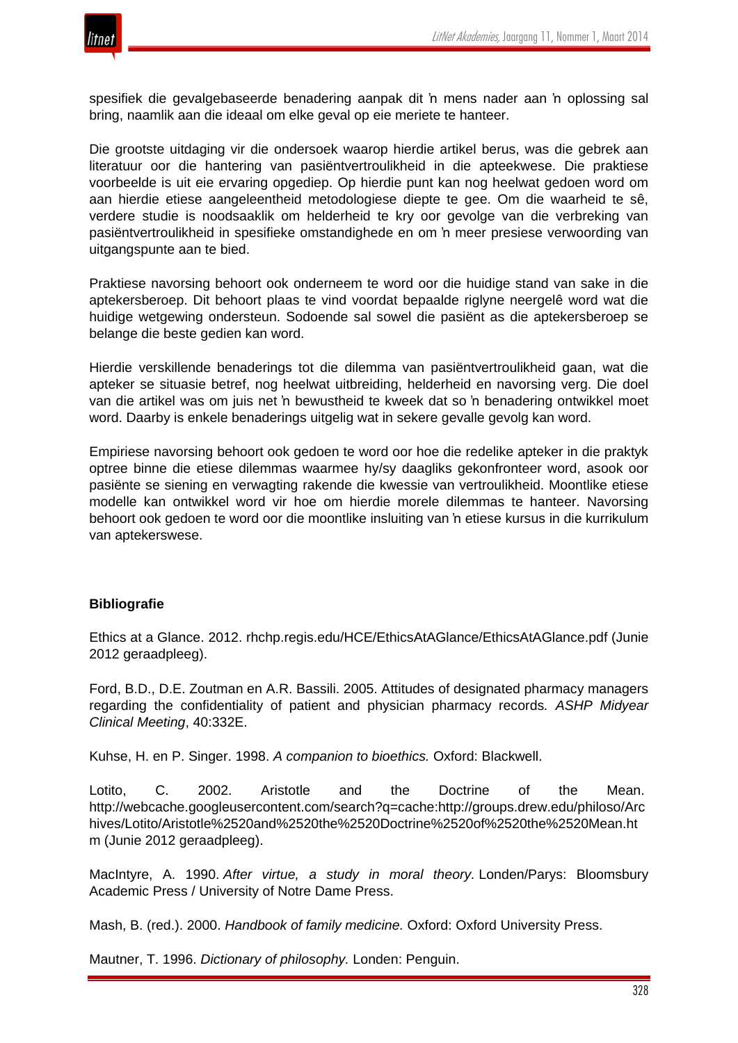spesifiek die gevalgebaseerde benadering aanpak dit ŉ mens nader aan ŉ oplossing sal bring, naamlik aan die ideaal om elke geval op eie meriete te hanteer.

Die grootste uitdaging vir die ondersoek waarop hierdie artikel berus, was die gebrek aan literatuur oor die hantering van pasiëntvertroulikheid in die apteekwese. Die praktiese voorbeelde is uit eie ervaring opgediep. Op hierdie punt kan nog heelwat gedoen word om aan hierdie etiese aangeleentheid metodologiese diepte te gee. Om die waarheid te sê, verdere studie is noodsaaklik om helderheid te kry oor gevolge van die verbreking van pasiëntvertroulikheid in spesifieke omstandighede en om ŉ meer presiese verwoording van uitgangspunte aan te bied.

Praktiese navorsing behoort ook onderneem te word oor die huidige stand van sake in die aptekersberoep. Dit behoort plaas te vind voordat bepaalde riglyne neergelê word wat die huidige wetgewing ondersteun. Sodoende sal sowel die pasiënt as die aptekersberoep se belange die beste gedien kan word.

Hierdie verskillende benaderings tot die dilemma van pasiëntvertroulikheid gaan, wat die apteker se situasie betref, nog heelwat uitbreiding, helderheid en navorsing verg. Die doel van die artikel was om juis net ŉ bewustheid te kweek dat so ŉ benadering ontwikkel moet word. Daarby is enkele benaderings uitgelig wat in sekere gevalle gevolg kan word.

Empiriese navorsing behoort ook gedoen te word oor hoe die redelike apteker in die praktyk optree binne die etiese dilemmas waarmee hy/sy daagliks gekonfronteer word, asook oor pasiënte se siening en verwagting rakende die kwessie van vertroulikheid. Moontlike etiese modelle kan ontwikkel word vir hoe om hierdie morele dilemmas te hanteer. Navorsing behoort ook gedoen te word oor die moontlike insluiting van ŉ etiese kursus in die kurrikulum van aptekerswese.

**Bibliografie**

Ethics at a Glance. 2012. rhchp.regis.edu/HCE/EthicsAtAGlance/EthicsAtAGlance.pdf (Junie 2012 geraadpleeg).

Ford, B.D., D.E. Zoutman en A.R. Bassili. 2005. Attitudes of designated pharmacy managers regarding the confidentiality of patient and physician pharmacy records. *ASHP Midyear Clinical Meeting*, 40:332E.

Kuhse, H. en P. Singer. 1998. *A companion to bioethics.* Oxford: Blackwell.

Lotito, C. 2002. Aristotle and the Doctrine of the Mean. http://webcache.googleusercontent.com/search?q=cache:http://groups.drew.edu/philoso/Archives/Lotito/Aristotle%2520and%2520the%2520Doctrine%2520of%2520the%2520Mean.htm (Junie 2012 geraadpleeg).

MacIntyre, A. 1990. *After virtue, a study in moral theory.* Londen/Parys: Bloomsbury Academic Press / University of Notre Dame Press.

Mash, B. (red.). 2000. *Handbook of family medicine.* Oxford: Oxford University Press.

Mautner, T. 1996. *Dictionary of philosophy.* Londen: Penguin.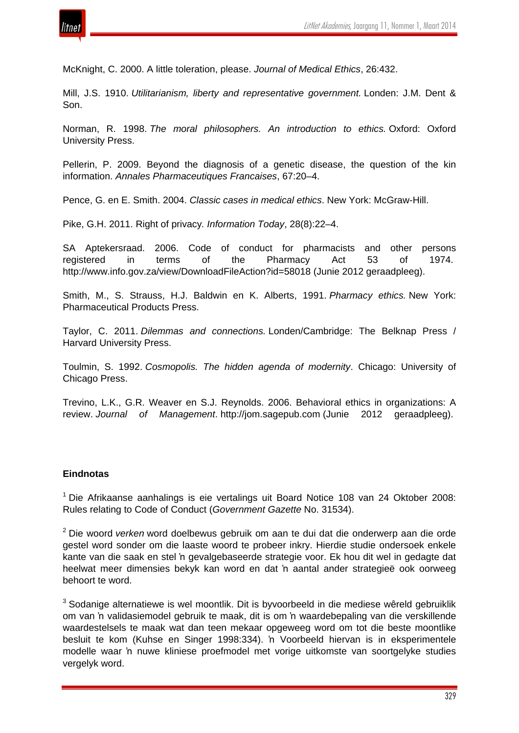McKnight, C. 2000. A little toleration, please. *Journal of Medical Ethics*, 26:432.

Mill, J.S. 1910. *Utilitarianism, liberty and representative government.* Londen: J.M. Dent & Son.

Norman, R. 1998. *The moral philosophers. An introduction to ethics.* Oxford: Oxford University Press.

Pellerin, P. 2009. Beyond the diagnosis of a genetic disease, the question of the kin information. *Annales Pharmaceutiques Francaises*, 67:20–4.

Pence, G. en E. Smith. 2004. *Classic cases in medical ethics*. New York: McGraw-Hill.

Pike, G.H. 2011. Right of privacy*. Information Today*, 28(8):22–4.

SA Aptekersraad. 2006. Code of conduct for pharmacists and other persons registered in terms of the Pharmacy Act 53 of 1974. http://www.info.gov.za/view/DownloadFileAction?id=58018 (Junie 2012 geraadpleeg).

Smith, M., S. Strauss, H.J. Baldwin en K. Alberts, 1991. *Pharmacy ethics.* New York: Pharmaceutical Products Press.

Taylor, C. 2011. *Dilemmas and connections.* Londen/Cambridge: The Belknap Press / Harvard University Press.

Toulmin, S. 1992. *Cosmopolis. The hidden agenda of modernity*. Chicago: University of Chicago Press.

Trevino, L.K., G.R. Weaver en S.J. Reynolds. 2006. Behavioral ethics in organizations: A review. *Journal of Management*. http://jom.sagepub.com (Junie 2012 geraadpleeg).

**Eindnotas**

[1] Die Afrikaanse aanhalings is eie vertalings uit Board Notice 108 van 24 Oktober 2008: Rules relating to Code of Conduct (*Government Gazette* No. 31534).

[2] Die woord *verken* word doelbewus gebruik om aan te dui dat die onderwerp aan die orde gestel word sonder om die laaste woord te probeer inkry. Hierdie studie ondersoek enkele kante van die saak en stel ŉ gevalgebaseerde strategie voor. Ek hou dit wel in gedagte dat heelwat meer dimensies bekyk kan word en dat ŉ aantal ander strategieë ook oorweeg behoort te word.

[3] Sodanige alternatiewe is wel moontlik. Dit is byvoorbeeld in die mediese wêreld gebruiklik om van ŉ validasiemodel gebruik te maak, dit is om ŉ waardebepaling van die verskillende waardestelsels te maak wat dan teen mekaar opgeweeg word om tot die beste moontlike besluit te kom (Kuhse en Singer 1998:334). ŉ Voorbeeld hiervan is in eksperimentele modelle waar ŉ nuwe kliniese proefmodel met vorige uitkomste van soortgelyke studies vergelyk word.